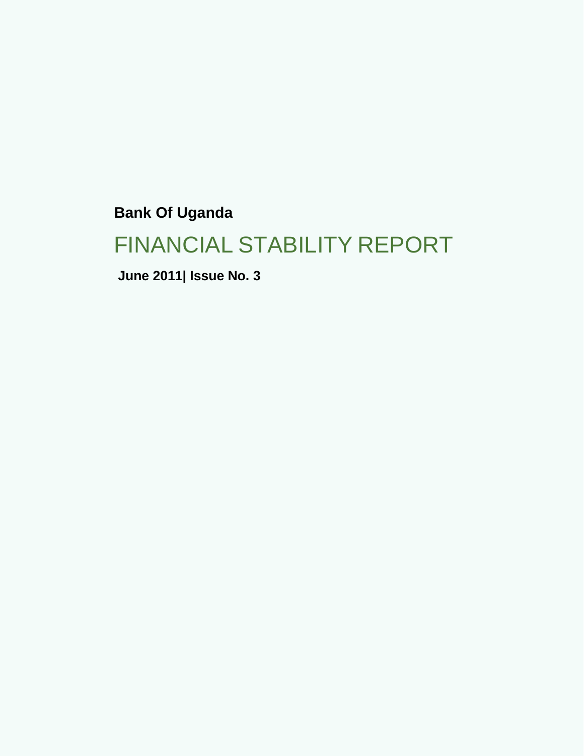**Bank Of Uganda**

# FINANCIAL STABILITY REPORT

**June 2011| Issue No. 3**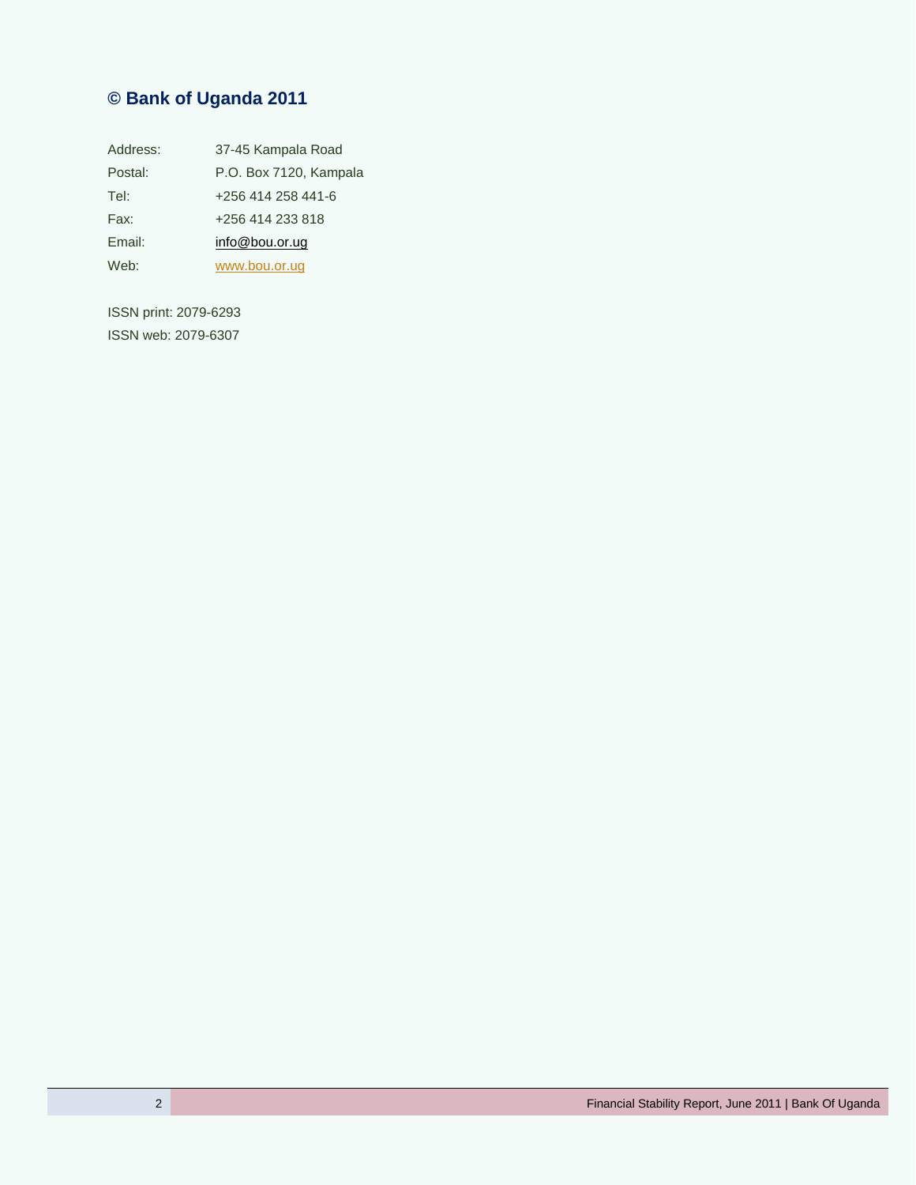## © Bank of Uganda 2011

| | |
|---|---|
| Address: | 37-45 Kampala Road |
| Postal: | P.O. Box 7120, Kampala |
| Tel: | +256 414 258 441-6 |
| Fax: | +256 414 233 818 |
| Email: | info@bou.or.ug |
| Web: | www.bou.or.ug |

ISSN print: 2079-6293

ISSN web: 2079-6307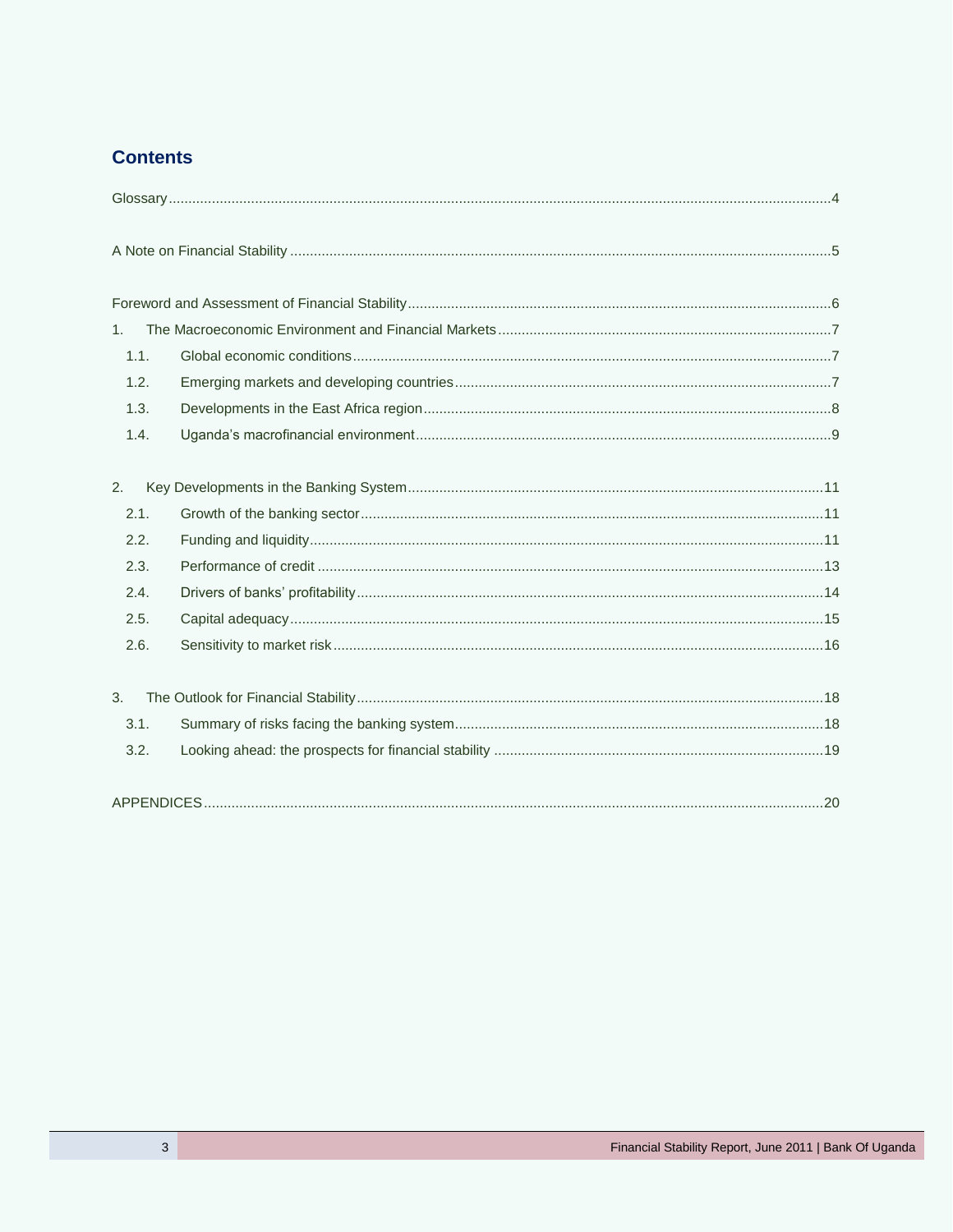## Contents

Glossary....4

A Note on Financial Stability....5

Foreword and Assessment of Financial Stability....6

1. The Macroeconomic Environment and Financial Markets....7
   - 1.1. Global economic conditions....7
   - 1.2. Emerging markets and developing countries....7
   - 1.3. Developments in the East Africa region....8
   - 1.4. Uganda's macrofinancial environment....9

2. Key Developments in the Banking System....11
   - 2.1. Growth of the banking sector....11
   - 2.2. Funding and liquidity....11
   - 2.3. Performance of credit....13
   - 2.4. Drivers of banks' profitability....14
   - 2.5. Capital adequacy....15
   - 2.6. Sensitivity to market risk....16

3. The Outlook for Financial Stability....18
   - 3.1. Summary of risks facing the banking system....18
   - 3.2. Looking ahead: the prospects for financial stability....19

APPENDICES....20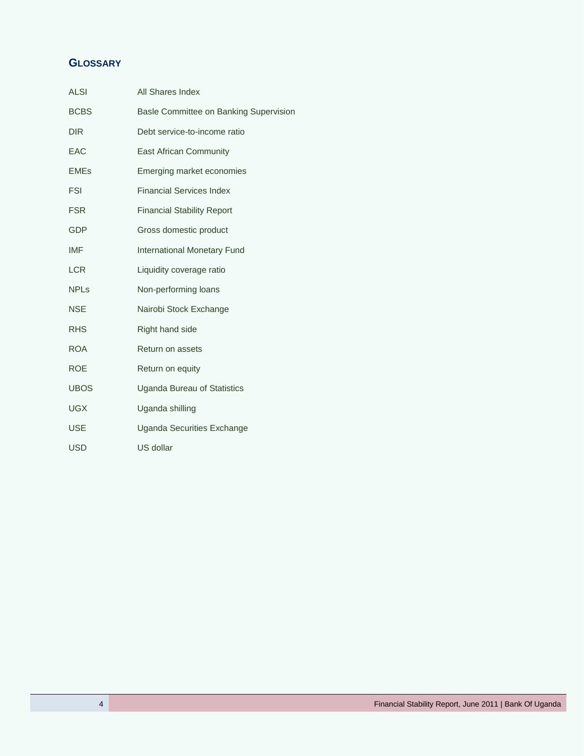## GLOSSARY

| | |
|---|---|
| ALSI | All Shares Index |
| BCBS | Basle Committee on Banking Supervision |
| DIR | Debt service-to-income ratio |
| EAC | East African Community |
| EMEs | Emerging market economies |
| FSI | Financial Services Index |
| FSR | Financial Stability Report |
| GDP | Gross domestic product |
| IMF | International Monetary Fund |
| LCR | Liquidity coverage ratio |
| NPLs | Non-performing loans |
| NSE | Nairobi Stock Exchange |
| RHS | Right hand side |
| ROA | Return on assets |
| ROE | Return on equity |
| UBOS | Uganda Bureau of Statistics |
| UGX | Uganda shilling |
| USE | Uganda Securities Exchange |
| USD | US dollar |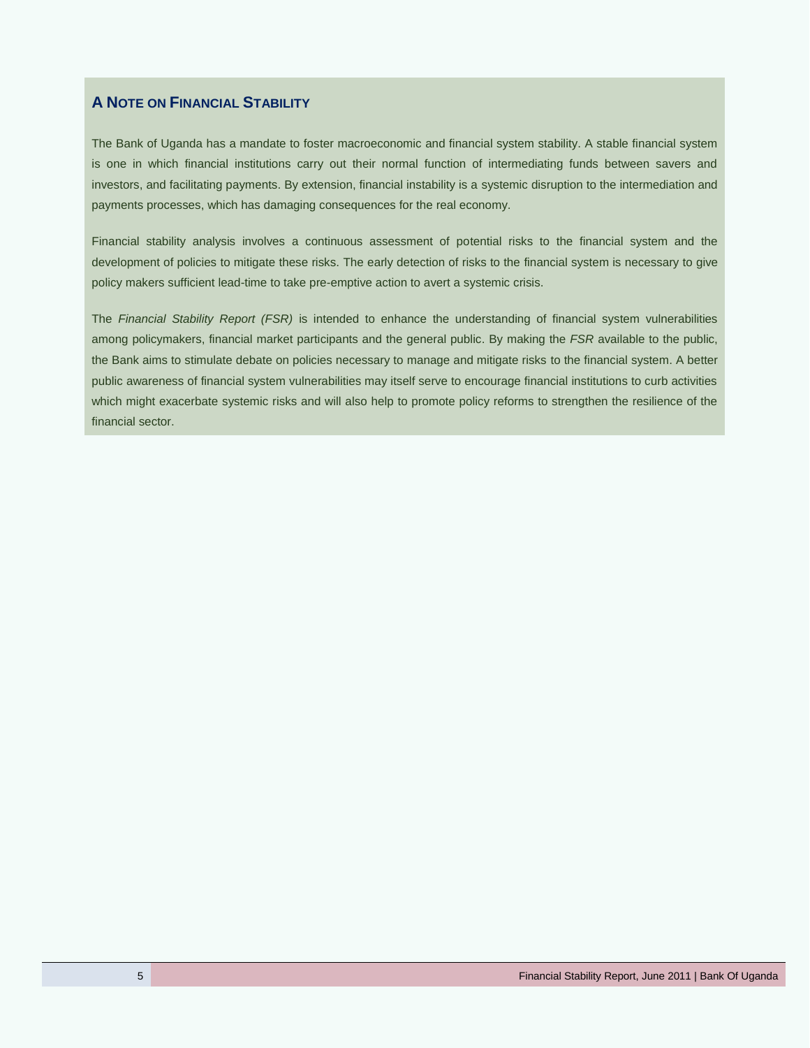## A Note on Financial Stability

The Bank of Uganda has a mandate to foster macroeconomic and financial system stability. A stable financial system is one in which financial institutions carry out their normal function of intermediating funds between savers and investors, and facilitating payments. By extension, financial instability is a systemic disruption to the intermediation and payments processes, which has damaging consequences for the real economy.

Financial stability analysis involves a continuous assessment of potential risks to the financial system and the development of policies to mitigate these risks. The early detection of risks to the financial system is necessary to give policy makers sufficient lead-time to take pre-emptive action to avert a systemic crisis.

The *Financial Stability Report (FSR)* is intended to enhance the understanding of financial system vulnerabilities among policymakers, financial market participants and the general public. By making the *FSR* available to the public, the Bank aims to stimulate debate on policies necessary to manage and mitigate risks to the financial system. A better public awareness of financial system vulnerabilities may itself serve to encourage financial institutions to curb activities which might exacerbate systemic risks and will also help to promote policy reforms to strengthen the resilience of the financial sector.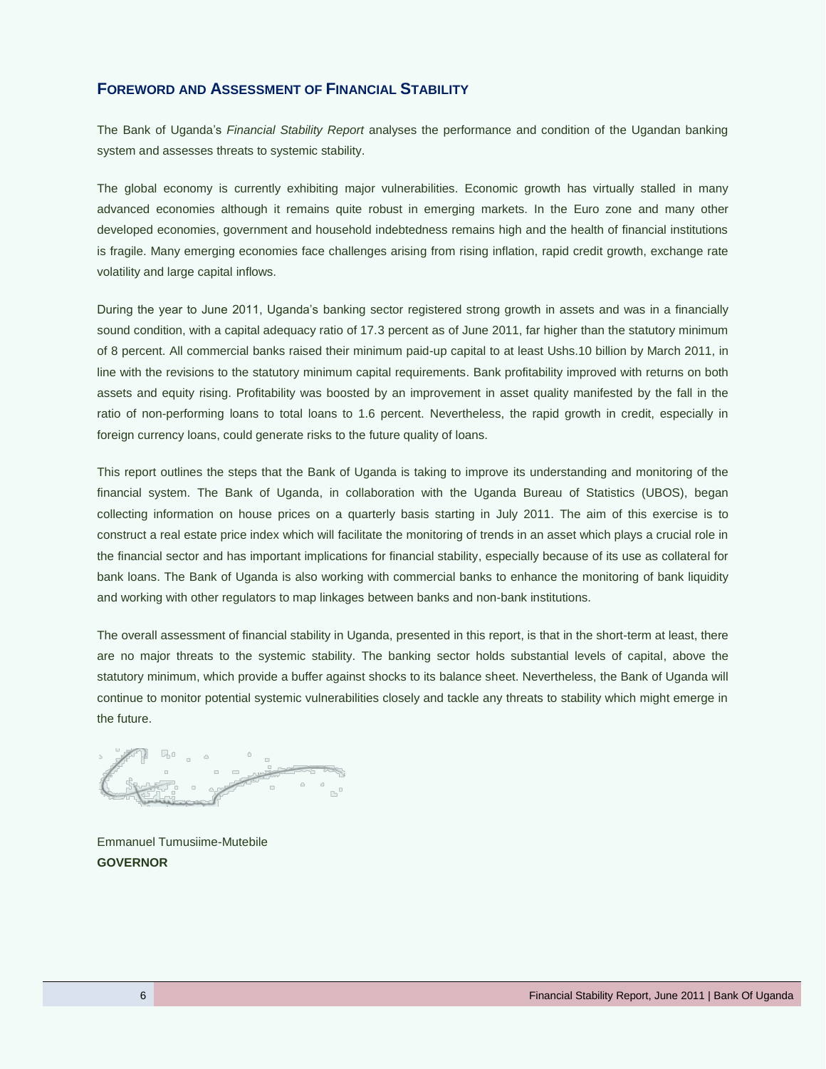## FOREWORD AND ASSESSMENT OF FINANCIAL STABILITY

The Bank of Uganda's *Financial Stability Report* analyses the performance and condition of the Ugandan banking system and assesses threats to systemic stability.

The global economy is currently exhibiting major vulnerabilities. Economic growth has virtually stalled in many advanced economies although it remains quite robust in emerging markets. In the Euro zone and many other developed economies, government and household indebtedness remains high and the health of financial institutions is fragile. Many emerging economies face challenges arising from rising inflation, rapid credit growth, exchange rate volatility and large capital inflows.

During the year to June 2011, Uganda's banking sector registered strong growth in assets and was in a financially sound condition, with a capital adequacy ratio of 17.3 percent as of June 2011, far higher than the statutory minimum of 8 percent. All commercial banks raised their minimum paid-up capital to at least Ushs.10 billion by March 2011, in line with the revisions to the statutory minimum capital requirements. Bank profitability improved with returns on both assets and equity rising. Profitability was boosted by an improvement in asset quality manifested by the fall in the ratio of non-performing loans to total loans to 1.6 percent. Nevertheless, the rapid growth in credit, especially in foreign currency loans, could generate risks to the future quality of loans.

This report outlines the steps that the Bank of Uganda is taking to improve its understanding and monitoring of the financial system. The Bank of Uganda, in collaboration with the Uganda Bureau of Statistics (UBOS), began collecting information on house prices on a quarterly basis starting in July 2011. The aim of this exercise is to construct a real estate price index which will facilitate the monitoring of trends in an asset which plays a crucial role in the financial sector and has important implications for financial stability, especially because of its use as collateral for bank loans. The Bank of Uganda is also working with commercial banks to enhance the monitoring of bank liquidity and working with other regulators to map linkages between banks and non-bank institutions.

The overall assessment of financial stability in Uganda, presented in this report, is that in the short-term at least, there are no major threats to the systemic stability. The banking sector holds substantial levels of capital, above the statutory minimum, which provide a buffer against shocks to its balance sheet. Nevertheless, the Bank of Uganda will continue to monitor potential systemic vulnerabilities closely and tackle any threats to stability which might emerge in the future.

Emmanuel Tumusiime-Mutebile
**GOVERNOR**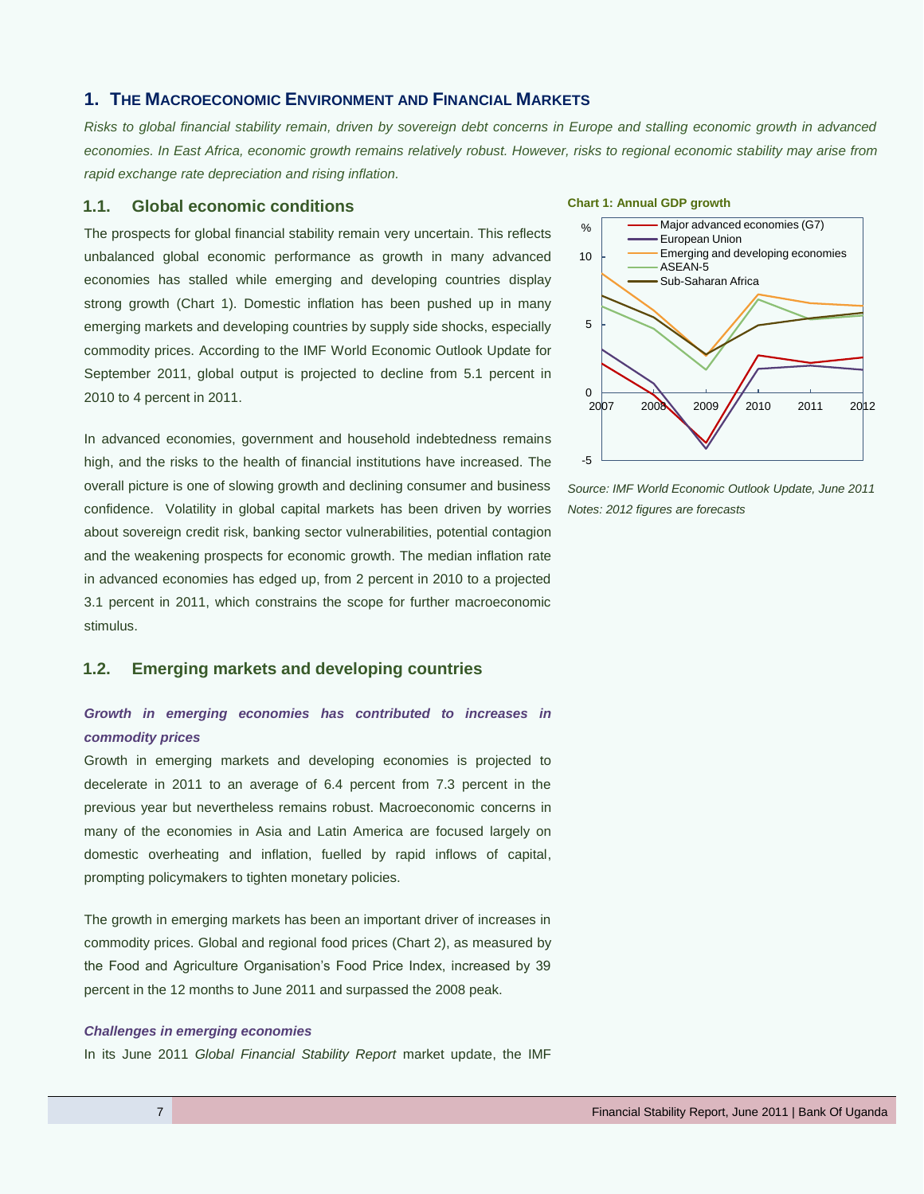## 1. THE MACROECONOMIC ENVIRONMENT AND FINANCIAL MARKETS

*Risks to global financial stability remain, driven by sovereign debt concerns in Europe and stalling economic growth in advanced economies. In East Africa, economic growth remains relatively robust. However, risks to regional economic stability may arise from rapid exchange rate depreciation and rising inflation.*

### 1.1. Global economic conditions

The prospects for global financial stability remain very uncertain. This reflects unbalanced global economic performance as growth in many advanced economies has stalled while emerging and developing countries display strong growth (Chart 1). Domestic inflation has been pushed up in many emerging markets and developing countries by supply side shocks, especially commodity prices. According to the IMF World Economic Outlook Update for September 2011, global output is projected to decline from 5.1 percent in 2010 to 4 percent in 2011.

**Chart 1: Annual GDP growth**

*Source: IMF World Economic Outlook Update, June 2011*
*Notes: 2012 figures are forecasts*

In advanced economies, government and household indebtedness remains high, and the risks to the health of financial institutions have increased. The overall picture is one of slowing growth and declining consumer and business confidence. Volatility in global capital markets has been driven by worries about sovereign credit risk, banking sector vulnerabilities, potential contagion and the weakening prospects for economic growth. The median inflation rate in advanced economies has edged up, from 2 percent in 2010 to a projected 3.1 percent in 2011, which constrains the scope for further macroeconomic stimulus.

### 1.2. Emerging markets and developing countries

***Growth in emerging economies has contributed to increases in commodity prices***

Growth in emerging markets and developing economies is projected to decelerate in 2011 to an average of 6.4 percent from 7.3 percent in the previous year but nevertheless remains robust. Macroeconomic concerns in many of the economies in Asia and Latin America are focused largely on domestic overheating and inflation, fuelled by rapid inflows of capital, prompting policymakers to tighten monetary policies.

The growth in emerging markets has been an important driver of increases in commodity prices. Global and regional food prices (Chart 2), as measured by the Food and Agriculture Organisation's Food Price Index, increased by 39 percent in the 12 months to June 2011 and surpassed the 2008 peak.

***Challenges in emerging economies***

In its June 2011 *Global Financial Stability Report* market update, the IMF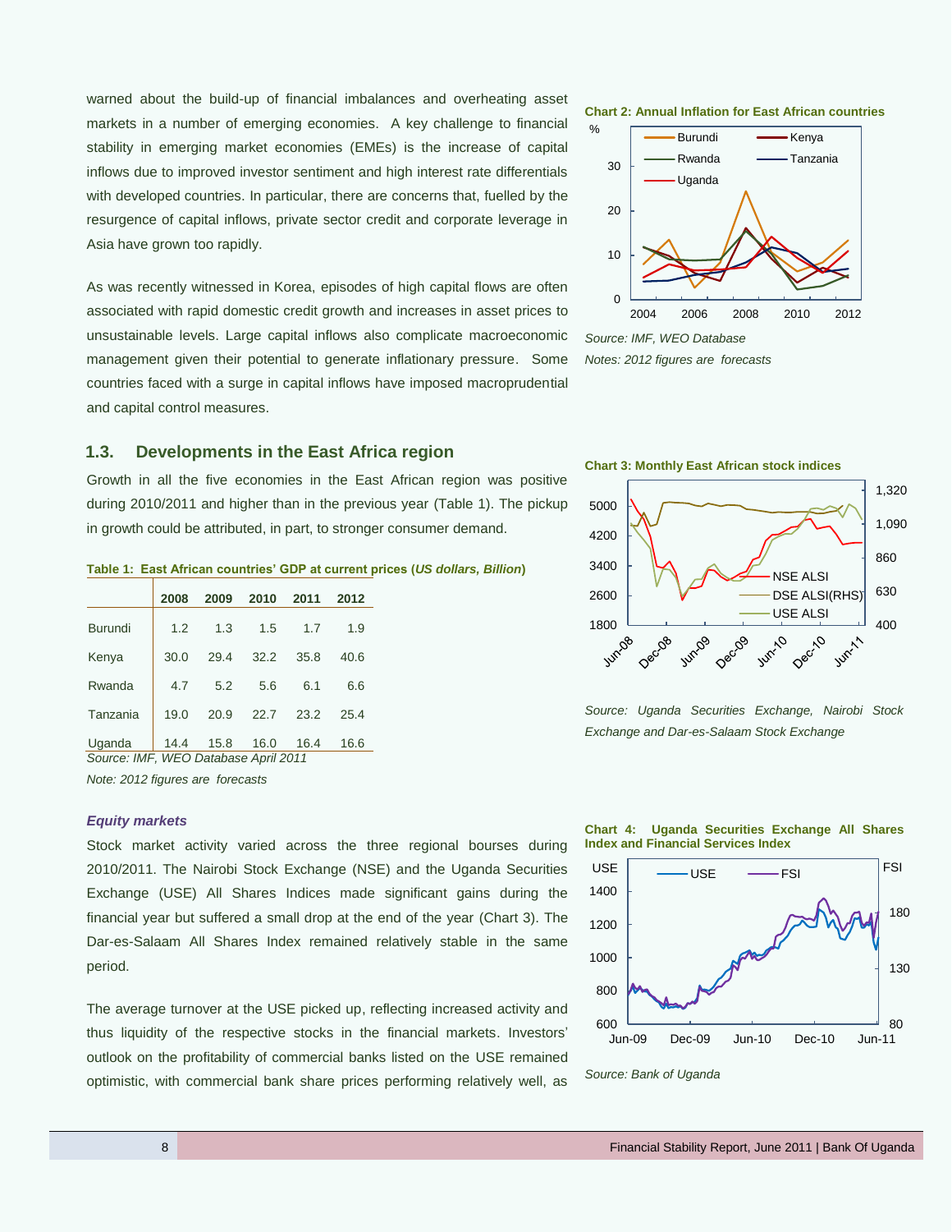warned about the build-up of financial imbalances and overheating asset markets in a number of emerging economies. A key challenge to financial stability in emerging market economies (EMEs) is the increase of capital inflows due to improved investor sentiment and high interest rate differentials with developed countries. In particular, there are concerns that, fuelled by the resurgence of capital inflows, private sector credit and corporate leverage in Asia have grown too rapidly.

As was recently witnessed in Korea, episodes of high capital flows are often associated with rapid domestic credit growth and increases in asset prices to unsustainable levels. Large capital inflows also complicate macroeconomic management given their potential to generate inflationary pressure. Some countries faced with a surge in capital inflows have imposed macroprudential and capital control measures.

**Chart 2: Annual Inflation for East African countries**

*Source: IMF, WEO Database*

*Notes: 2012 figures are forecasts*

## 1.3. Developments in the East Africa region

Growth in all the five economies in the East African region was positive during 2010/2011 and higher than in the previous year (Table 1). The pickup in growth could be attributed, in part, to stronger consumer demand.

**Table 1: East African countries' GDP at current prices (*US dollars, Billion*)**

| | 2008 | 2009 | 2010 | 2011 | 2012 |
|---|---|---|---|---|---|
| Burundi | 1.2 | 1.3 | 1.5 | 1.7 | 1.9 |
| Kenya | 30.0 | 29.4 | 32.2 | 35.8 | 40.6 |
| Rwanda | 4.7 | 5.2 | 5.6 | 6.1 | 6.6 |
| Tanzania | 19.0 | 20.9 | 22.7 | 23.2 | 25.4 |
| Uganda | 14.4 | 15.8 | 16.0 | 16.4 | 16.6 |

*Source: IMF, WEO Database April 2011*

*Note: 2012 figures are forecasts*

**Chart 3: Monthly East African stock indices**

*Source: Uganda Securities Exchange, Nairobi Stock Exchange and Dar-es-Salaam Stock Exchange*

### *Equity markets*

Stock market activity varied across the three regional bourses during 2010/2011. The Nairobi Stock Exchange (NSE) and the Uganda Securities Exchange (USE) All Shares Indices made significant gains during the financial year but suffered a small drop at the end of the year (Chart 3). The Dar-es-Salaam All Shares Index remained relatively stable in the same period.

**Chart 4: Uganda Securities Exchange All Shares Index and Financial Services Index**

*Source: Bank of Uganda*

The average turnover at the USE picked up, reflecting increased activity and thus liquidity of the respective stocks in the financial markets. Investors' outlook on the profitability of commercial banks listed on the USE remained optimistic, with commercial bank share prices performing relatively well, as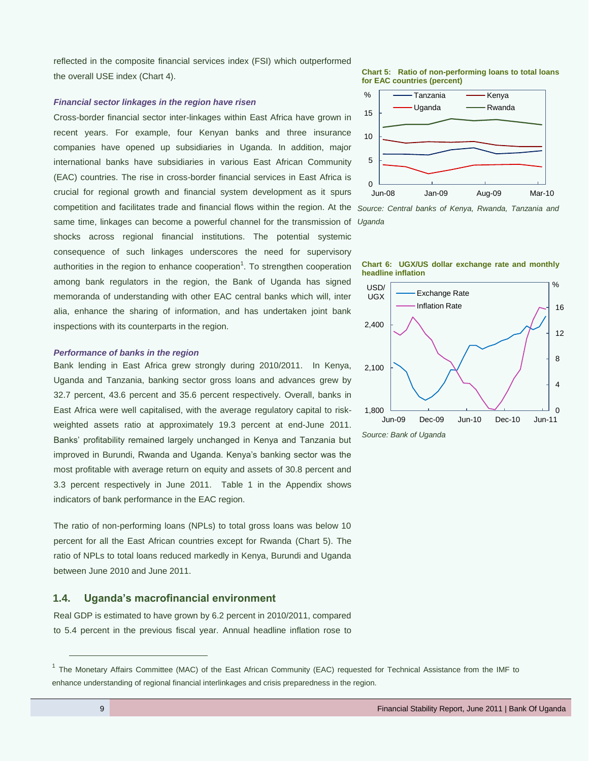reflected in the composite financial services index (FSI) which outperformed the overall USE index (Chart 4).

***Financial sector linkages in the region have risen***

Cross-border financial sector inter-linkages within East Africa have grown in recent years. For example, four Kenyan banks and three insurance companies have opened up subsidiaries in Uganda. In addition, major international banks have subsidiaries in various East African Community (EAC) countries. The rise in cross-border financial services in East Africa is crucial for regional growth and financial system development as it spurs competition and facilitates trade and financial flows within the region. At the same time, linkages can become a powerful channel for the transmission of shocks across regional financial institutions. The potential systemic consequence of such linkages underscores the need for supervisory authorities in the region to enhance cooperation[1]. To strengthen cooperation among bank regulators in the region, the Bank of Uganda has signed memoranda of understanding with other EAC central banks which will, inter alia, enhance the sharing of information, and has undertaken joint bank inspections with its counterparts in the region.

***Performance of banks in the region***

Bank lending in East Africa grew strongly during 2010/2011. In Kenya, Uganda and Tanzania, banking sector gross loans and advances grew by 32.7 percent, 43.6 percent and 35.6 percent respectively. Overall, banks in East Africa were well capitalised, with the average regulatory capital to risk-weighted assets ratio at approximately 19.3 percent at end-June 2011. Banks' profitability remained largely unchanged in Kenya and Tanzania but improved in Burundi, Rwanda and Uganda. Kenya's banking sector was the most profitable with average return on equity and assets of 30.8 percent and 3.3 percent respectively in June 2011. Table 1 in the Appendix shows indicators of bank performance in the EAC region.

The ratio of non-performing loans (NPLs) to total gross loans was below 10 percent for all the East African countries except for Rwanda (Chart 5). The ratio of NPLs to total loans reduced markedly in Kenya, Burundi and Uganda between June 2010 and June 2011.

**Chart 5: Ratio of non-performing loans to total loans for EAC countries (percent)**

*Source: Central banks of Kenya, Rwanda, Tanzania and Uganda*

**Chart 6: UGX/US dollar exchange rate and monthly headline inflation**

*Source: Bank of Uganda*

## 1.4. Uganda's macrofinancial environment

Real GDP is estimated to have grown by 6.2 percent in 2010/2011, compared to 5.4 percent in the previous fiscal year. Annual headline inflation rose to

---

[1] The Monetary Affairs Committee (MAC) of the East African Community (EAC) requested for Technical Assistance from the IMF to enhance understanding of regional financial interlinkages and crisis preparedness in the region.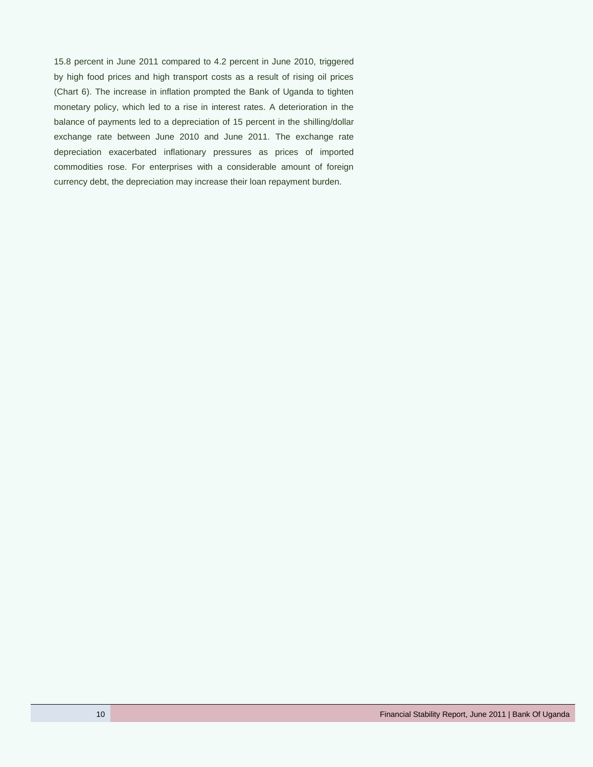15.8 percent in June 2011 compared to 4.2 percent in June 2010, triggered by high food prices and high transport costs as a result of rising oil prices (Chart 6). The increase in inflation prompted the Bank of Uganda to tighten monetary policy, which led to a rise in interest rates. A deterioration in the balance of payments led to a depreciation of 15 percent in the shilling/dollar exchange rate between June 2010 and June 2011. The exchange rate depreciation exacerbated inflationary pressures as prices of imported commodities rose. For enterprises with a considerable amount of foreign currency debt, the depreciation may increase their loan repayment burden.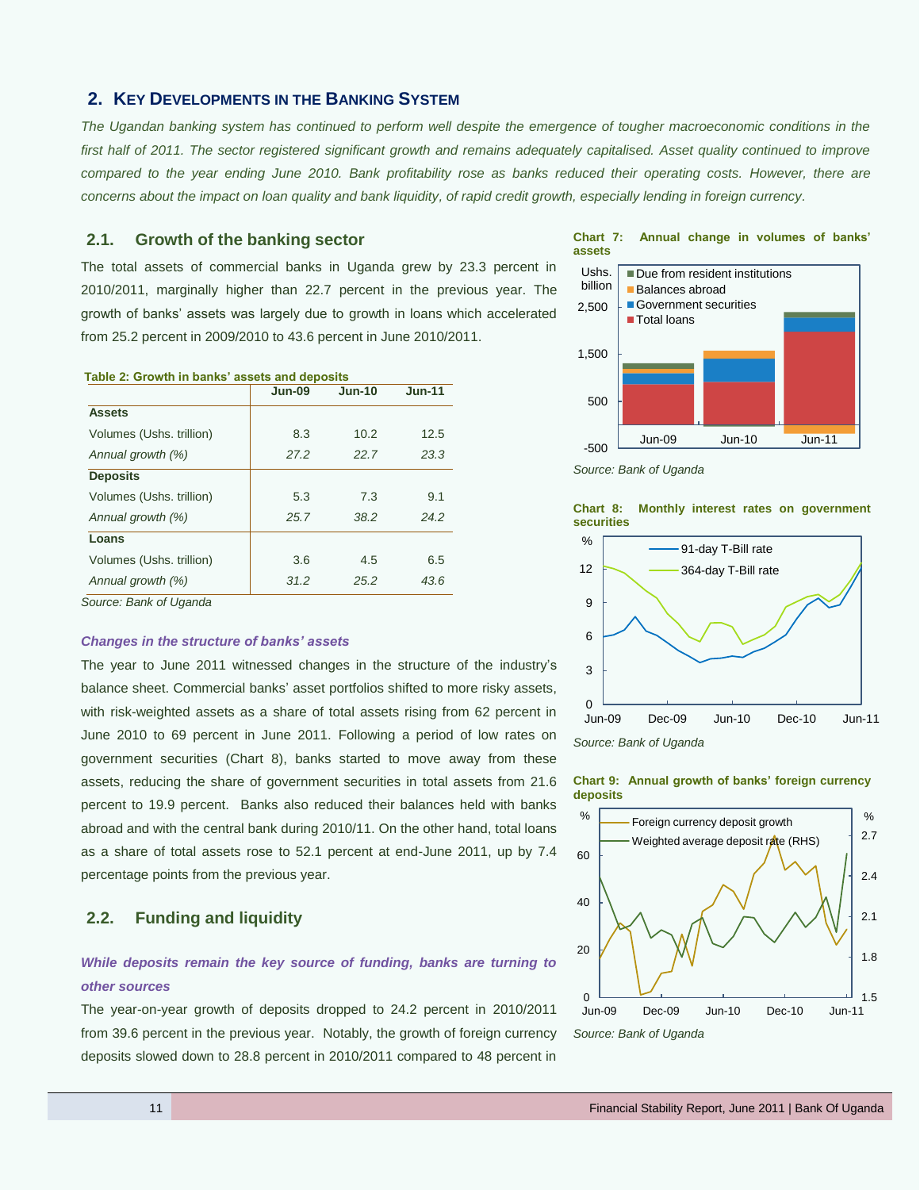## 2. KEY DEVELOPMENTS IN THE BANKING SYSTEM

*The Ugandan banking system has continued to perform well despite the emergence of tougher macroeconomic conditions in the first half of 2011. The sector registered significant growth and remains adequately capitalised. Asset quality continued to improve compared to the year ending June 2010. Bank profitability rose as banks reduced their operating costs. However, there are concerns about the impact on loan quality and bank liquidity, of rapid credit growth, especially lending in foreign currency.*

### 2.1. Growth of the banking sector

The total assets of commercial banks in Uganda grew by 23.3 percent in 2010/2011, marginally higher than 22.7 percent in the previous year. The growth of banks' assets was largely due to growth in loans which accelerated from 25.2 percent in 2009/2010 to 43.6 percent in June 2010/2011.

**Table 2: Growth in banks' assets and deposits**

| | Jun-09 | Jun-10 | Jun-11 |
|---|---|---|---|
| **Assets** | | | |
| Volumes (Ushs. trillion) | 8.3 | 10.2 | 12.5 |
| *Annual growth (%)* | *27.2* | *22.7* | *23.3* |
| **Deposits** | | | |
| Volumes (Ushs. trillion) | 5.3 | 7.3 | 9.1 |
| *Annual growth (%)* | *25.7* | *38.2* | *24.2* |
| **Loans** | | | |
| Volumes (Ushs. trillion) | 3.6 | 4.5 | 6.5 |
| *Annual growth (%)* | *31.2* | *25.2* | *43.6* |

*Source: Bank of Uganda*

***Changes in the structure of banks' assets***

The year to June 2011 witnessed changes in the structure of the industry's balance sheet. Commercial banks' asset portfolios shifted to more risky assets, with risk-weighted assets as a share of total assets rising from 62 percent in June 2010 to 69 percent in June 2011. Following a period of low rates on government securities (Chart 8), banks started to move away from these assets, reducing the share of government securities in total assets from 21.6 percent to 19.9 percent. Banks also reduced their balances held with banks abroad and with the central bank during 2010/11. On the other hand, total loans as a share of total assets rose to 52.1 percent at end-June 2011, up by 7.4 percentage points from the previous year.

**Chart 7: Annual change in volumes of banks' assets**

*Source: Bank of Uganda*

**Chart 8: Monthly interest rates on government securities**

*Source: Bank of Uganda*

**Chart 9: Annual growth of banks' foreign currency deposits**

*Source: Bank of Uganda*

### 2.2. Funding and liquidity

***While deposits remain the key source of funding, banks are turning to other sources***

The year-on-year growth of deposits dropped to 24.2 percent in 2010/2011 from 39.6 percent in the previous year. Notably, the growth of foreign currency deposits slowed down to 28.8 percent in 2010/2011 compared to 48 percent in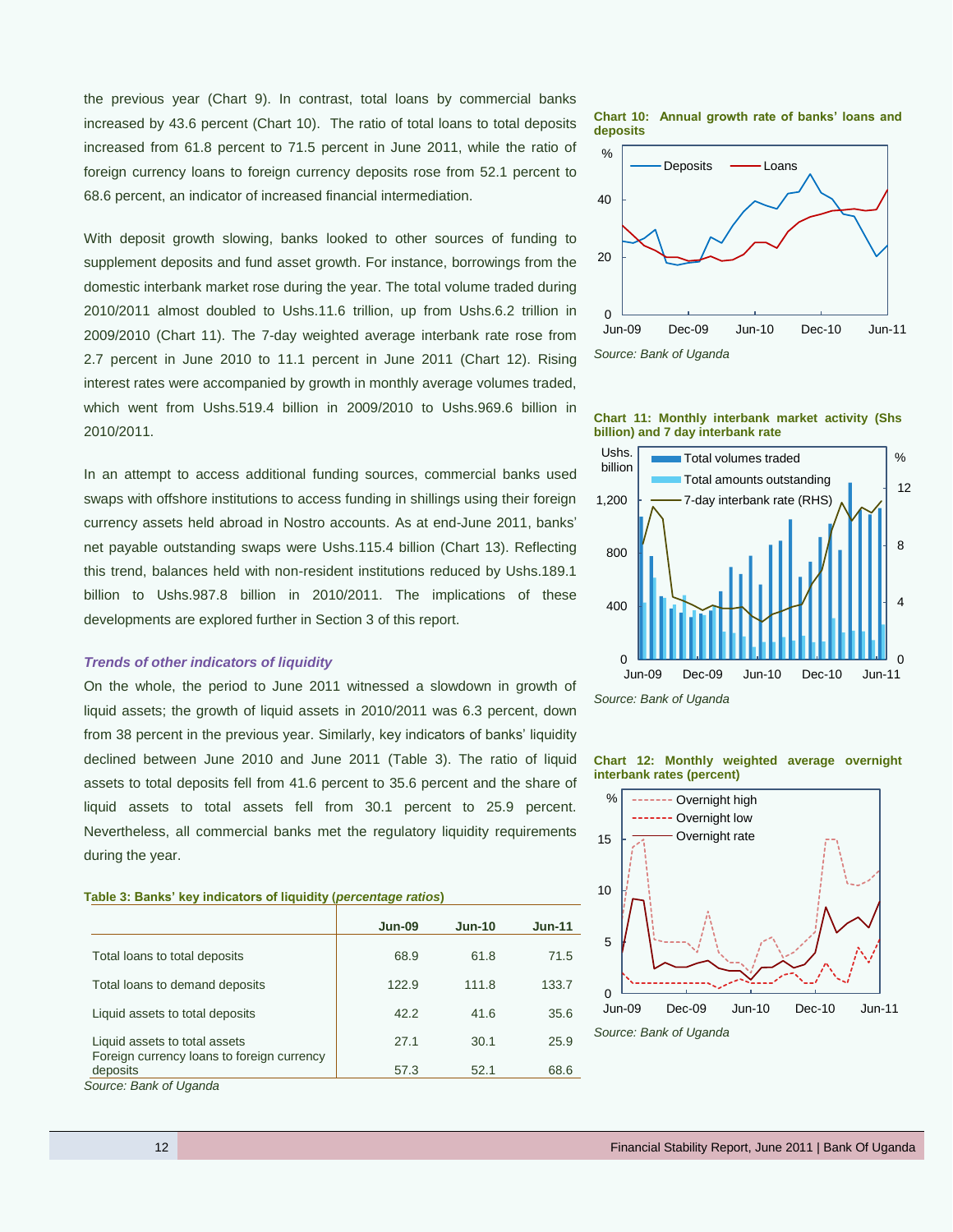the previous year (Chart 9). In contrast, total loans by commercial banks increased by 43.6 percent (Chart 10). The ratio of total loans to total deposits increased from 61.8 percent to 71.5 percent in June 2011, while the ratio of foreign currency loans to foreign currency deposits rose from 52.1 percent to 68.6 percent, an indicator of increased financial intermediation.

With deposit growth slowing, banks looked to other sources of funding to supplement deposits and fund asset growth. For instance, borrowings from the domestic interbank market rose during the year. The total volume traded during 2010/2011 almost doubled to Ushs.11.6 trillion, up from Ushs.6.2 trillion in 2009/2010 (Chart 11). The 7-day weighted average interbank rate rose from 2.7 percent in June 2010 to 11.1 percent in June 2011 (Chart 12). Rising interest rates were accompanied by growth in monthly average volumes traded, which went from Ushs.519.4 billion in 2009/2010 to Ushs.969.6 billion in 2010/2011.

In an attempt to access additional funding sources, commercial banks used swaps with offshore institutions to access funding in shillings using their foreign currency assets held abroad in Nostro accounts. As at end-June 2011, banks' net payable outstanding swaps were Ushs.115.4 billion (Chart 13). Reflecting this trend, balances held with non-resident institutions reduced by Ushs.189.1 billion to Ushs.987.8 billion in 2010/2011. The implications of these developments are explored further in Section 3 of this report.

### *Trends of other indicators of liquidity*

On the whole, the period to June 2011 witnessed a slowdown in growth of liquid assets; the growth of liquid assets in 2010/2011 was 6.3 percent, down from 38 percent in the previous year. Similarly, key indicators of banks' liquidity declined between June 2010 and June 2011 (Table 3). The ratio of liquid assets to total deposits fell from 41.6 percent to 35.6 percent and the share of liquid assets to total assets fell from 30.1 percent to 25.9 percent. Nevertheless, all commercial banks met the regulatory liquidity requirements during the year.

**Table 3: Banks' key indicators of liquidity (*percentage ratios*)**

| | Jun-09 | Jun-10 | Jun-11 |
|---|---|---|---|
| Total loans to total deposits | 68.9 | 61.8 | 71.5 |
| Total loans to demand deposits | 122.9 | 111.8 | 133.7 |
| Liquid assets to total deposits | 42.2 | 41.6 | 35.6 |
| Liquid assets to total assets | 27.1 | 30.1 | 25.9 |
| Foreign currency loans to foreign currency deposits | 57.3 | 52.1 | 68.6 |

*Source: Bank of Uganda*

**Chart 10: Annual growth rate of banks' loans and deposits**

*Source: Bank of Uganda*

**Chart 11: Monthly interbank market activity (Shs billion) and 7 day interbank rate**

*Source: Bank of Uganda*

**Chart 12: Monthly weighted average overnight interbank rates (percent)**

*Source: Bank of Uganda*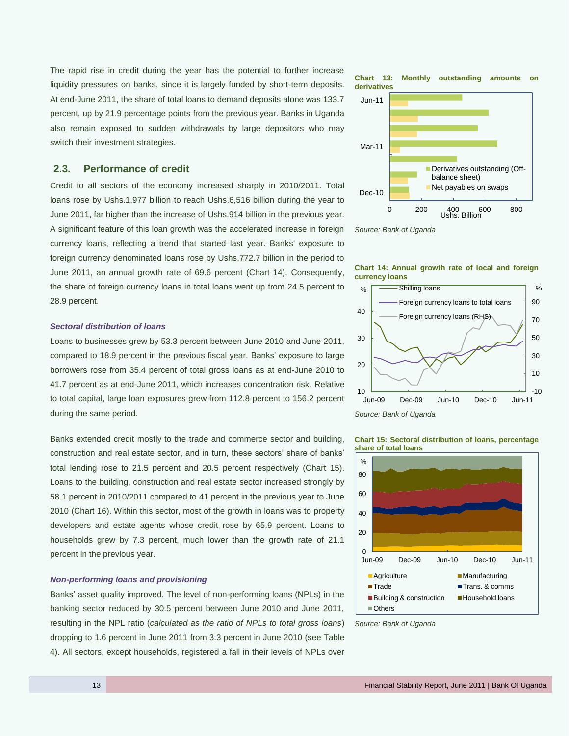The rapid rise in credit during the year has the potential to further increase liquidity pressures on banks, since it is largely funded by short-term deposits. At end-June 2011, the share of total loans to demand deposits alone was 133.7 percent, up by 21.9 percentage points from the previous year. Banks in Uganda also remain exposed to sudden withdrawals by large depositors who may switch their investment strategies.

## 2.3. Performance of credit

Credit to all sectors of the economy increased sharply in 2010/2011. Total loans rose by Ushs.1,977 billion to reach Ushs.6,516 billion during the year to June 2011, far higher than the increase of Ushs.914 billion in the previous year. A significant feature of this loan growth was the accelerated increase in foreign currency loans, reflecting a trend that started last year. Banks' exposure to foreign currency denominated loans rose by Ushs.772.7 billion in the period to June 2011, an annual growth rate of 69.6 percent (Chart 14). Consequently, the share of foreign currency loans in total loans went up from 24.5 percent to 28.9 percent.

### *Sectoral distribution of loans*

Loans to businesses grew by 53.3 percent between June 2010 and June 2011, compared to 18.9 percent in the previous fiscal year. Banks' exposure to large borrowers rose from 35.4 percent of total gross loans as at end-June 2010 to 41.7 percent as at end-June 2011, which increases concentration risk. Relative to total capital, large loan exposures grew from 112.8 percent to 156.2 percent during the same period.

Banks extended credit mostly to the trade and commerce sector and building, construction and real estate sector, and in turn, these sectors' share of banks' total lending rose to 21.5 percent and 20.5 percent respectively (Chart 15). Loans to the building, construction and real estate sector increased strongly by 58.1 percent in 2010/2011 compared to 41 percent in the previous year to June 2010 (Chart 16). Within this sector, most of the growth in loans was to property developers and estate agents whose credit rose by 65.9 percent. Loans to households grew by 7.3 percent, much lower than the growth rate of 21.1 percent in the previous year.

### *Non-performing loans and provisioning*

Banks' asset quality improved. The level of non-performing loans (NPLs) in the banking sector reduced by 30.5 percent between June 2010 and June 2011, resulting in the NPL ratio (*calculated as the ratio of NPLs to total gross loans*) dropping to 1.6 percent in June 2011 from 3.3 percent in June 2010 (see Table 4). All sectors, except households, registered a fall in their levels of NPLs over

**Chart 13: Monthly outstanding amounts on derivatives**

Source: Bank of Uganda

**Chart 14: Annual growth rate of local and foreign currency loans**

Source: Bank of Uganda

**Chart 15: Sectoral distribution of loans, percentage share of total loans**

Source: Bank of Uganda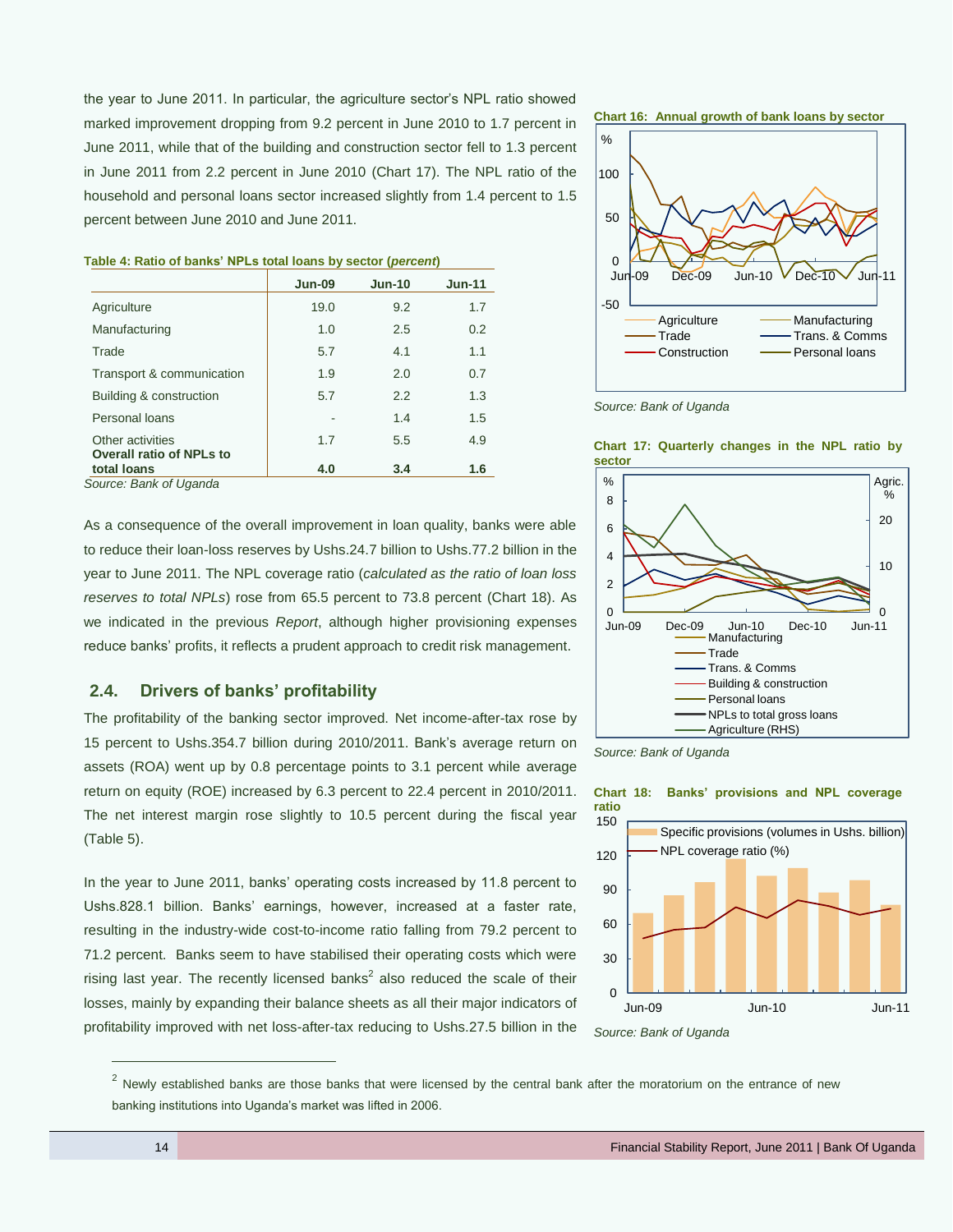the year to June 2011. In particular, the agriculture sector's NPL ratio showed marked improvement dropping from 9.2 percent in June 2010 to 1.7 percent in June 2011, while that of the building and construction sector fell to 1.3 percent in June 2011 from 2.2 percent in June 2010 (Chart 17). The NPL ratio of the household and personal loans sector increased slightly from 1.4 percent to 1.5 percent between June 2010 and June 2011.

**Table 4: Ratio of banks' NPLs total loans by sector (*percent*)**

| | Jun-09 | Jun-10 | Jun-11 |
|---|---|---|---|
| Agriculture | 19.0 | 9.2 | 1.7 |
| Manufacturing | 1.0 | 2.5 | 0.2 |
| Trade | 5.7 | 4.1 | 1.1 |
| Transport & communication | 1.9 | 2.0 | 0.7 |
| Building & construction | 5.7 | 2.2 | 1.3 |
| Personal loans | - | 1.4 | 1.5 |
| Other activities | 1.7 | 5.5 | 4.9 |
| **Overall ratio of NPLs to total loans** | **4.0** | **3.4** | **1.6** |

*Source: Bank of Uganda*

As a consequence of the overall improvement in loan quality, banks were able to reduce their loan-loss reserves by Ushs.24.7 billion to Ushs.77.2 billion in the year to June 2011. The NPL coverage ratio (*calculated as the ratio of loan loss reserves to total NPLs*) rose from 65.5 percent to 73.8 percent (Chart 18). As we indicated in the previous *Report*, although higher provisioning expenses reduce banks' profits, it reflects a prudent approach to credit risk management.

## 2.4. Drivers of banks' profitability

The profitability of the banking sector improved. Net income-after-tax rose by 15 percent to Ushs.354.7 billion during 2010/2011. Bank's average return on assets (ROA) went up by 0.8 percentage points to 3.1 percent while average return on equity (ROE) increased by 6.3 percent to 22.4 percent in 2010/2011. The net interest margin rose slightly to 10.5 percent during the fiscal year (Table 5).

In the year to June 2011, banks' operating costs increased by 11.8 percent to Ushs.828.1 billion. Banks' earnings, however, increased at a faster rate, resulting in the industry-wide cost-to-income ratio falling from 79.2 percent to 71.2 percent. Banks seem to have stabilised their operating costs which were rising last year. The recently licensed banks[2] also reduced the scale of their losses, mainly by expanding their balance sheets as all their major indicators of profitability improved with net loss-after-tax reducing to Ushs.27.5 billion in the

**Chart 16: Annual growth of bank loans by sector**

*Source: Bank of Uganda*

**Chart 17: Quarterly changes in the NPL ratio by sector**

*Source: Bank of Uganda*

**Chart 18: Banks' provisions and NPL coverage ratio**

*Source: Bank of Uganda*

[2] Newly established banks are those banks that were licensed by the central bank after the moratorium on the entrance of new banking institutions into Uganda's market was lifted in 2006.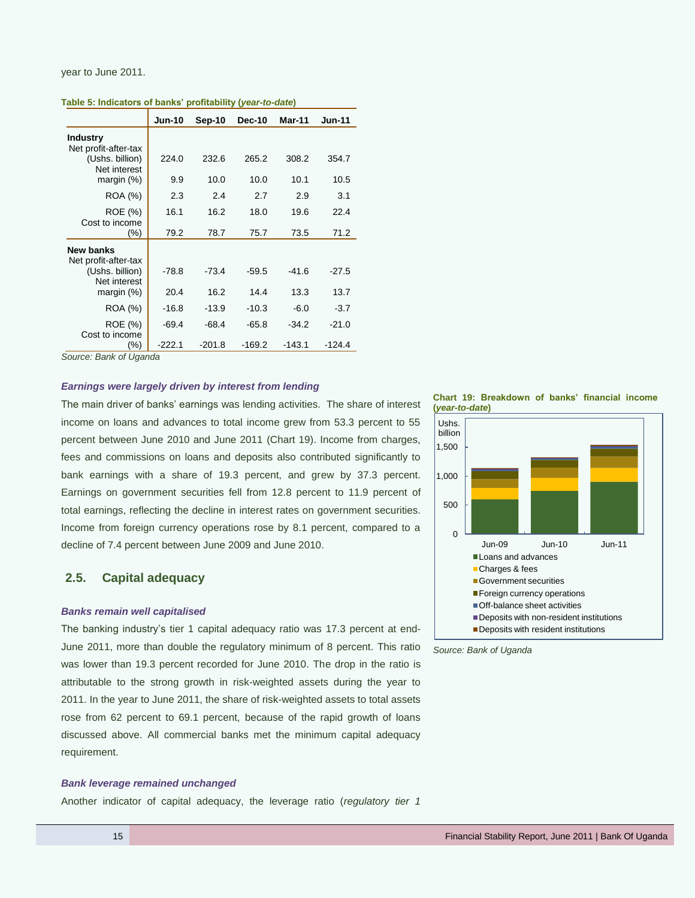year to June 2011.

**Table 5: Indicators of banks' profitability (*year-to-date*)**

| | Jun-10 | Sep-10 | Dec-10 | Mar-11 | Jun-11 |
|---|---|---|---|---|---|
| **Industry** | | | | | |
| Net profit-after-tax (Ushs. billion) | 224.0 | 232.6 | 265.2 | 308.2 | 354.7 |
| Net interest margin (%) | 9.9 | 10.0 | 10.0 | 10.1 | 10.5 |
| ROA (%) | 2.3 | 2.4 | 2.7 | 2.9 | 3.1 |
| ROE (%) | 16.1 | 16.2 | 18.0 | 19.6 | 22.4 |
| Cost to income (%) | 79.2 | 78.7 | 75.7 | 73.5 | 71.2 |
| **New banks** | | | | | |
| Net profit-after-tax (Ushs. billion) | -78.8 | -73.4 | -59.5 | -41.6 | -27.5 |
| Net interest margin (%) | 20.4 | 16.2 | 14.4 | 13.3 | 13.7 |
| ROA (%) | -16.8 | -13.9 | -10.3 | -6.0 | -3.7 |
| ROE (%) | -69.4 | -68.4 | -65.8 | -34.2 | -21.0 |
| Cost to income (%) | -222.1 | -201.8 | -169.2 | -143.1 | -124.4 |

*Source: Bank of Uganda*

***Earnings were largely driven by interest from lending***

The main driver of banks' earnings was lending activities. The share of interest income on loans and advances to total income grew from 53.3 percent to 55 percent between June 2010 and June 2011 (Chart 19). Income from charges, fees and commissions on loans and deposits also contributed significantly to bank earnings with a share of 19.3 percent, and grew by 37.3 percent. Earnings on government securities fell from 12.8 percent to 11.9 percent of total earnings, reflecting the decline in interest rates on government securities. Income from foreign currency operations rose by 8.1 percent, compared to a decline of 7.4 percent between June 2009 and June 2010.

**Chart 19: Breakdown of banks' financial income (*year-to-date*)**

*Source: Bank of Uganda*

## 2.5. Capital adequacy

***Banks remain well capitalised***

The banking industry's tier 1 capital adequacy ratio was 17.3 percent at end-June 2011, more than double the regulatory minimum of 8 percent. This ratio was lower than 19.3 percent recorded for June 2010. The drop in the ratio is attributable to the strong growth in risk-weighted assets during the year to 2011. In the year to June 2011, the share of risk-weighted assets to total assets rose from 62 percent to 69.1 percent, because of the rapid growth of loans discussed above. All commercial banks met the minimum capital adequacy requirement.

***Bank leverage remained unchanged***

Another indicator of capital adequacy, the leverage ratio (*regulatory tier 1*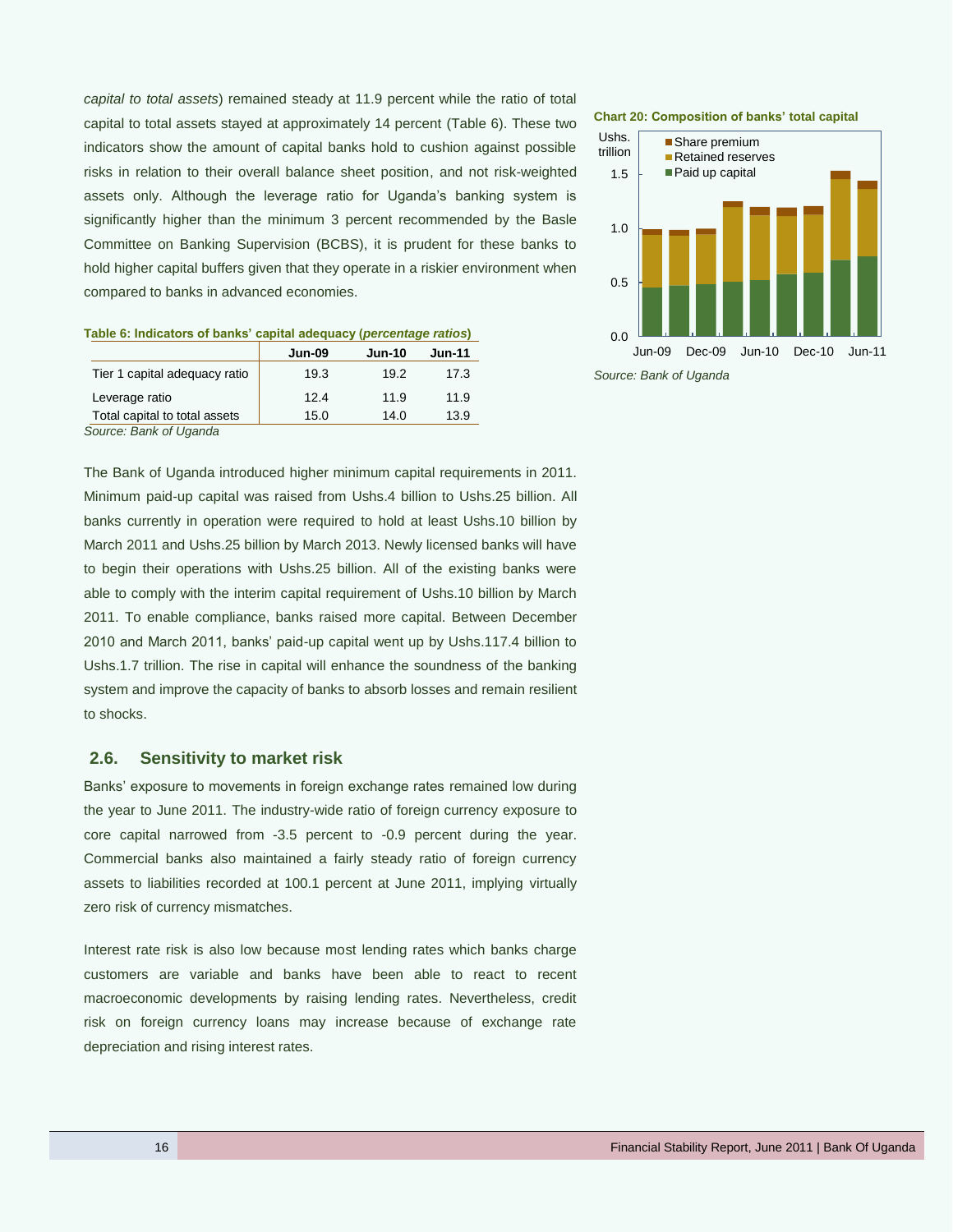*capital to total assets*) remained steady at 11.9 percent while the ratio of total capital to total assets stayed at approximately 14 percent (Table 6). These two indicators show the amount of capital banks hold to cushion against possible risks in relation to their overall balance sheet position, and not risk-weighted assets only. Although the leverage ratio for Uganda's banking system is significantly higher than the minimum 3 percent recommended by the Basle Committee on Banking Supervision (BCBS), it is prudent for these banks to hold higher capital buffers given that they operate in a riskier environment when compared to banks in advanced economies.

**Table 6: Indicators of banks' capital adequacy (*percentage ratios*)**

| | Jun-09 | Jun-10 | Jun-11 |
|---|---|---|---|
| Tier 1 capital adequacy ratio | 19.3 | 19.2 | 17.3 |
| Leverage ratio | 12.4 | 11.9 | 11.9 |
| Total capital to total assets | 15.0 | 14.0 | 13.9 |

*Source: Bank of Uganda*

**Chart 20: Composition of banks' total capital**

*Source: Bank of Uganda*

The Bank of Uganda introduced higher minimum capital requirements in 2011. Minimum paid-up capital was raised from Ushs.4 billion to Ushs.25 billion. All banks currently in operation were required to hold at least Ushs.10 billion by March 2011 and Ushs.25 billion by March 2013. Newly licensed banks will have to begin their operations with Ushs.25 billion. All of the existing banks were able to comply with the interim capital requirement of Ushs.10 billion by March 2011. To enable compliance, banks raised more capital. Between December 2010 and March 2011, banks' paid-up capital went up by Ushs.117.4 billion to Ushs.1.7 trillion. The rise in capital will enhance the soundness of the banking system and improve the capacity of banks to absorb losses and remain resilient to shocks.

## 2.6. Sensitivity to market risk

Banks' exposure to movements in foreign exchange rates remained low during the year to June 2011. The industry-wide ratio of foreign currency exposure to core capital narrowed from -3.5 percent to -0.9 percent during the year. Commercial banks also maintained a fairly steady ratio of foreign currency assets to liabilities recorded at 100.1 percent at June 2011, implying virtually zero risk of currency mismatches.

Interest rate risk is also low because most lending rates which banks charge customers are variable and banks have been able to react to recent macroeconomic developments by raising lending rates. Nevertheless, credit risk on foreign currency loans may increase because of exchange rate depreciation and rising interest rates.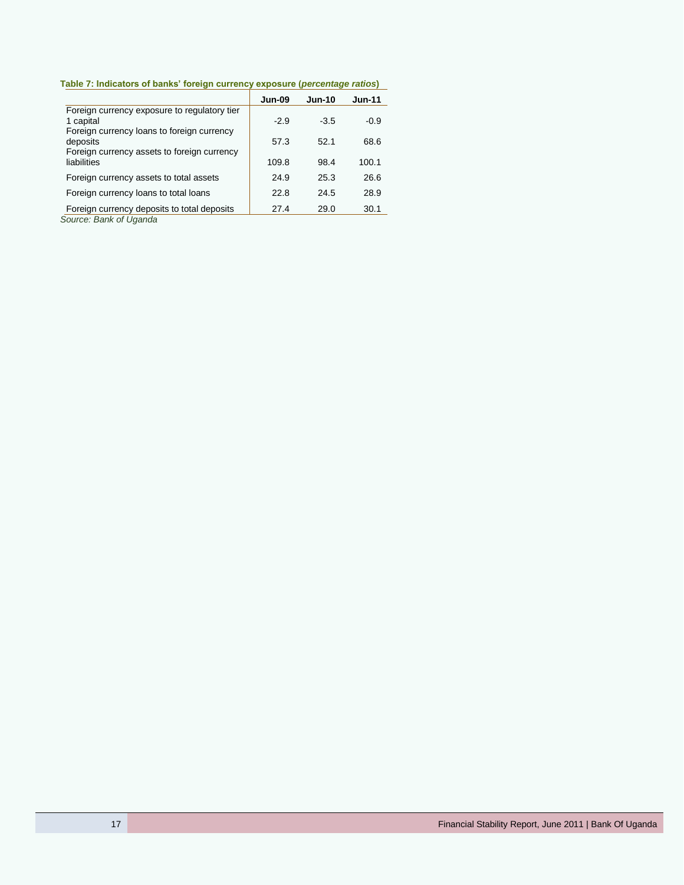**Table 7: Indicators of banks' foreign currency exposure (*percentage ratios*)**

| | Jun-09 | Jun-10 | Jun-11 |
|---|---|---|---|
| Foreign currency exposure to regulatory tier 1 capital | -2.9 | -3.5 | -0.9 |
| Foreign currency loans to foreign currency deposits | 57.3 | 52.1 | 68.6 |
| Foreign currency assets to foreign currency liabilities | 109.8 | 98.4 | 100.1 |
| Foreign currency assets to total assets | 24.9 | 25.3 | 26.6 |
| Foreign currency loans to total loans | 22.8 | 24.5 | 28.9 |
| Foreign currency deposits to total deposits | 27.4 | 29.0 | 30.1 |

*Source: Bank of Uganda*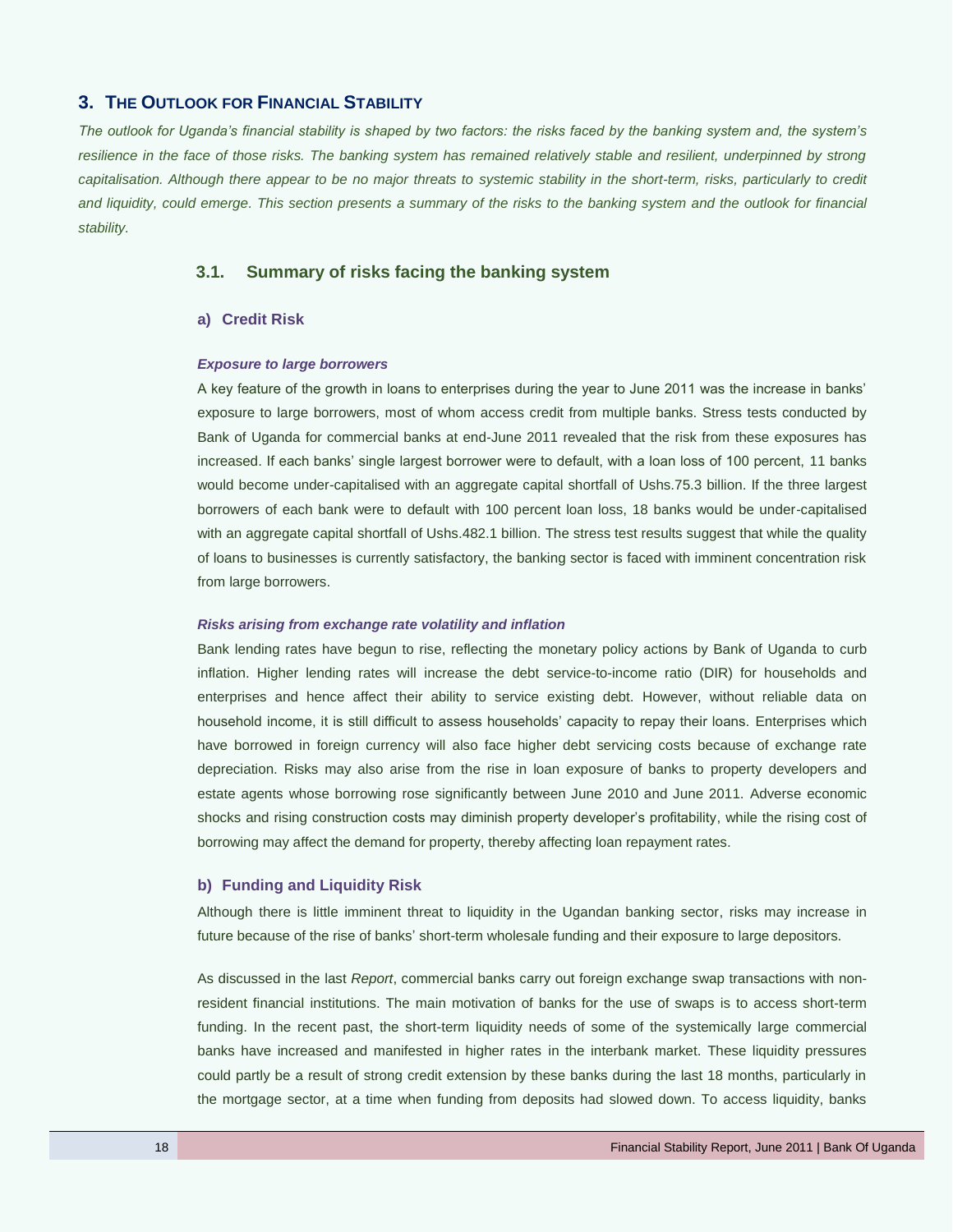## 3. The Outlook for Financial Stability

*The outlook for Uganda's financial stability is shaped by two factors: the risks faced by the banking system and, the system's resilience in the face of those risks. The banking system has remained relatively stable and resilient, underpinned by strong capitalisation. Although there appear to be no major threats to systemic stability in the short-term, risks, particularly to credit and liquidity, could emerge. This section presents a summary of the risks to the banking system and the outlook for financial stability.*

### 3.1. Summary of risks facing the banking system

#### a) Credit Risk

***Exposure to large borrowers***

A key feature of the growth in loans to enterprises during the year to June 2011 was the increase in banks' exposure to large borrowers, most of whom access credit from multiple banks. Stress tests conducted by Bank of Uganda for commercial banks at end-June 2011 revealed that the risk from these exposures has increased. If each banks' single largest borrower were to default, with a loan loss of 100 percent, 11 banks would become under-capitalised with an aggregate capital shortfall of Ushs.75.3 billion. If the three largest borrowers of each bank were to default with 100 percent loan loss, 18 banks would be under-capitalised with an aggregate capital shortfall of Ushs.482.1 billion. The stress test results suggest that while the quality of loans to businesses is currently satisfactory, the banking sector is faced with imminent concentration risk from large borrowers.

***Risks arising from exchange rate volatility and inflation***

Bank lending rates have begun to rise, reflecting the monetary policy actions by Bank of Uganda to curb inflation. Higher lending rates will increase the debt service-to-income ratio (DIR) for households and enterprises and hence affect their ability to service existing debt. However, without reliable data on household income, it is still difficult to assess households' capacity to repay their loans. Enterprises which have borrowed in foreign currency will also face higher debt servicing costs because of exchange rate depreciation. Risks may also arise from the rise in loan exposure of banks to property developers and estate agents whose borrowing rose significantly between June 2010 and June 2011. Adverse economic shocks and rising construction costs may diminish property developer's profitability, while the rising cost of borrowing may affect the demand for property, thereby affecting loan repayment rates.

#### b) Funding and Liquidity Risk

Although there is little imminent threat to liquidity in the Ugandan banking sector, risks may increase in future because of the rise of banks' short-term wholesale funding and their exposure to large depositors.

As discussed in the last *Report*, commercial banks carry out foreign exchange swap transactions with non-resident financial institutions. The main motivation of banks for the use of swaps is to access short-term funding. In the recent past, the short-term liquidity needs of some of the systemically large commercial banks have increased and manifested in higher rates in the interbank market. These liquidity pressures could partly be a result of strong credit extension by these banks during the last 18 months, particularly in the mortgage sector, at a time when funding from deposits had slowed down. To access liquidity, banks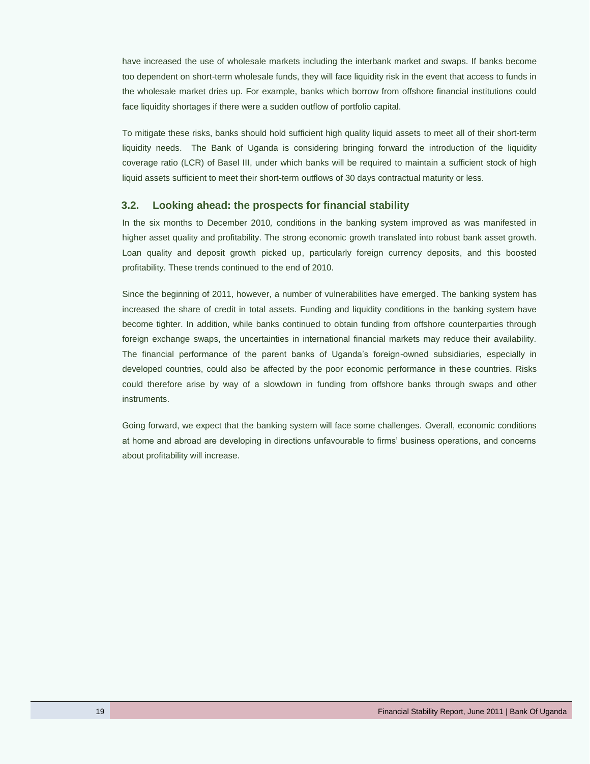have increased the use of wholesale markets including the interbank market and swaps. If banks become too dependent on short-term wholesale funds, they will face liquidity risk in the event that access to funds in the wholesale market dries up. For example, banks which borrow from offshore financial institutions could face liquidity shortages if there were a sudden outflow of portfolio capital.

To mitigate these risks, banks should hold sufficient high quality liquid assets to meet all of their short-term liquidity needs. The Bank of Uganda is considering bringing forward the introduction of the liquidity coverage ratio (LCR) of Basel III, under which banks will be required to maintain a sufficient stock of high liquid assets sufficient to meet their short-term outflows of 30 days contractual maturity or less.

## 3.2. Looking ahead: the prospects for financial stability

In the six months to December 2010, conditions in the banking system improved as was manifested in higher asset quality and profitability. The strong economic growth translated into robust bank asset growth. Loan quality and deposit growth picked up, particularly foreign currency deposits, and this boosted profitability. These trends continued to the end of 2010.

Since the beginning of 2011, however, a number of vulnerabilities have emerged. The banking system has increased the share of credit in total assets. Funding and liquidity conditions in the banking system have become tighter. In addition, while banks continued to obtain funding from offshore counterparties through foreign exchange swaps, the uncertainties in international financial markets may reduce their availability. The financial performance of the parent banks of Uganda's foreign-owned subsidiaries, especially in developed countries, could also be affected by the poor economic performance in these countries. Risks could therefore arise by way of a slowdown in funding from offshore banks through swaps and other instruments.

Going forward, we expect that the banking system will face some challenges. Overall, economic conditions at home and abroad are developing in directions unfavourable to firms' business operations, and concerns about profitability will increase.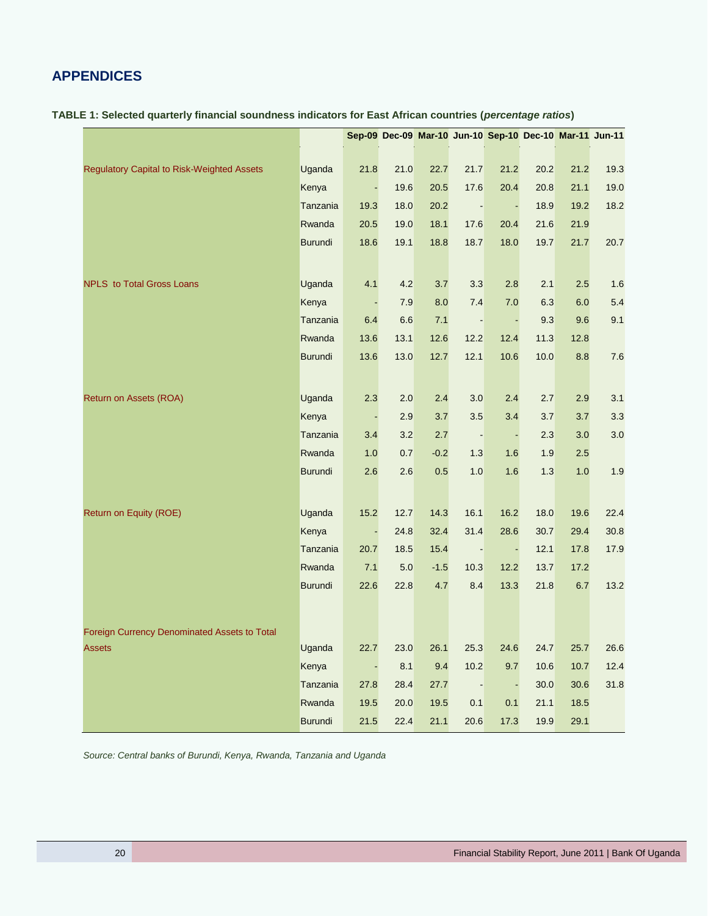## APPENDICES

**TABLE 1: Selected quarterly financial soundness indicators for East African countries (*percentage ratios*)**

| | | Sep-09 | Dec-09 | Mar-10 | Jun-10 | Sep-10 | Dec-10 | Mar-11 | Jun-11 |
|---|---|---|---|---|---|---|---|---|---|
| Regulatory Capital to Risk-Weighted Assets | Uganda | 21.8 | 21.0 | 22.7 | 21.7 | 21.2 | 20.2 | 21.2 | 19.3 |
| | Kenya | - | 19.6 | 20.5 | 17.6 | 20.4 | 20.8 | 21.1 | 19.0 |
| | Tanzania | 19.3 | 18.0 | 20.2 | - | - | 18.9 | 19.2 | 18.2 |
| | Rwanda | 20.5 | 19.0 | 18.1 | 17.6 | 20.4 | 21.6 | 21.9 | |
| | Burundi | 18.6 | 19.1 | 18.8 | 18.7 | 18.0 | 19.7 | 21.7 | 20.7 |
| NPLS to Total Gross Loans | Uganda | 4.1 | 4.2 | 3.7 | 3.3 | 2.8 | 2.1 | 2.5 | 1.6 |
| | Kenya | - | 7.9 | 8.0 | 7.4 | 7.0 | 6.3 | 6.0 | 5.4 |
| | Tanzania | 6.4 | 6.6 | 7.1 | - | - | 9.3 | 9.6 | 9.1 |
| | Rwanda | 13.6 | 13.1 | 12.6 | 12.2 | 12.4 | 11.3 | 12.8 | |
| | Burundi | 13.6 | 13.0 | 12.7 | 12.1 | 10.6 | 10.0 | 8.8 | 7.6 |
| Return on Assets (ROA) | Uganda | 2.3 | 2.0 | 2.4 | 3.0 | 2.4 | 2.7 | 2.9 | 3.1 |
| | Kenya | - | 2.9 | 3.7 | 3.5 | 3.4 | 3.7 | 3.7 | 3.3 |
| | Tanzania | 3.4 | 3.2 | 2.7 | - | - | 2.3 | 3.0 | 3.0 |
| | Rwanda | 1.0 | 0.7 | -0.2 | 1.3 | 1.6 | 1.9 | 2.5 | |
| | Burundi | 2.6 | 2.6 | 0.5 | 1.0 | 1.6 | 1.3 | 1.0 | 1.9 |
| Return on Equity (ROE) | Uganda | 15.2 | 12.7 | 14.3 | 16.1 | 16.2 | 18.0 | 19.6 | 22.4 |
| | Kenya | - | 24.8 | 32.4 | 31.4 | 28.6 | 30.7 | 29.4 | 30.8 |
| | Tanzania | 20.7 | 18.5 | 15.4 | - | - | 12.1 | 17.8 | 17.9 |
| | Rwanda | 7.1 | 5.0 | -1.5 | 10.3 | 12.2 | 13.7 | 17.2 | |
| | Burundi | 22.6 | 22.8 | 4.7 | 8.4 | 13.3 | 21.8 | 6.7 | 13.2 |
| Foreign Currency Denominated Assets to Total Assets | Uganda | 22.7 | 23.0 | 26.1 | 25.3 | 24.6 | 24.7 | 25.7 | 26.6 |
| | Kenya | - | 8.1 | 9.4 | 10.2 | 9.7 | 10.6 | 10.7 | 12.4 |
| | Tanzania | 27.8 | 28.4 | 27.7 | - | - | 30.0 | 30.6 | 31.8 |
| | Rwanda | 19.5 | 20.0 | 19.5 | 0.1 | 0.1 | 21.1 | 18.5 | |
| | Burundi | 21.5 | 22.4 | 21.1 | 20.6 | 17.3 | 19.9 | 29.1 | |

*Source: Central banks of Burundi, Kenya, Rwanda, Tanzania and Uganda*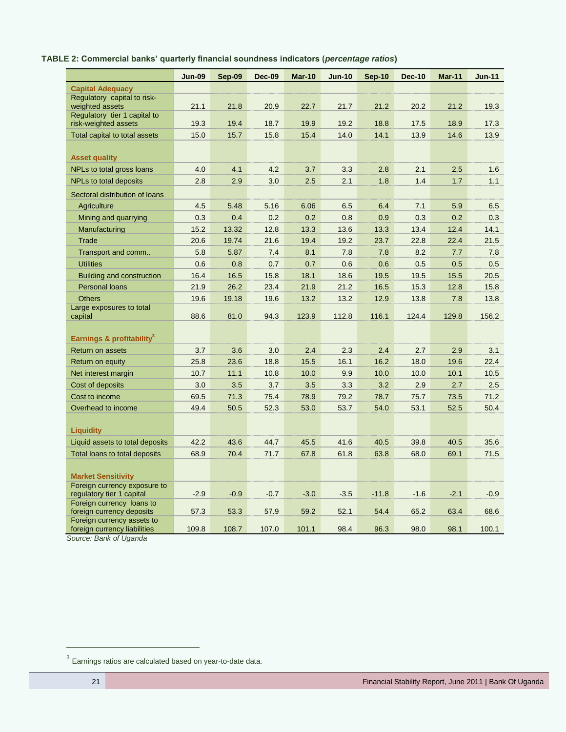**TABLE 2: Commercial banks' quarterly financial soundness indicators (*percentage ratios*)**

| | Jun-09 | Sep-09 | Dec-09 | Mar-10 | Jun-10 | Sep-10 | Dec-10 | Mar-11 | Jun-11 |
|---|---|---|---|---|---|---|---|---|---|
| **Capital Adequacy** | | | | | | | | | |
| Regulatory capital to risk-weighted assets | 21.1 | 21.8 | 20.9 | 22.7 | 21.7 | 21.2 | 20.2 | 21.2 | 19.3 |
| Regulatory tier 1 capital to risk-weighted assets | 19.3 | 19.4 | 18.7 | 19.9 | 19.2 | 18.8 | 17.5 | 18.9 | 17.3 |
| Total capital to total assets | 15.0 | 15.7 | 15.8 | 15.4 | 14.0 | 14.1 | 13.9 | 14.6 | 13.9 |
| **Asset quality** | | | | | | | | | |
| NPLs to total gross loans | 4.0 | 4.1 | 4.2 | 3.7 | 3.3 | 2.8 | 2.1 | 2.5 | 1.6 |
| NPLs to total deposits | 2.8 | 2.9 | 3.0 | 2.5 | 2.1 | 1.8 | 1.4 | 1.7 | 1.1 |
| Sectoral distribution of loans | | | | | | | | | |
| Agriculture | 4.5 | 5.48 | 5.16 | 6.06 | 6.5 | 6.4 | 7.1 | 5.9 | 6.5 |
| Mining and quarrying | 0.3 | 0.4 | 0.2 | 0.2 | 0.8 | 0.9 | 0.3 | 0.2 | 0.3 |
| Manufacturing | 15.2 | 13.32 | 12.8 | 13.3 | 13.6 | 13.3 | 13.4 | 12.4 | 14.1 |
| Trade | 20.6 | 19.74 | 21.6 | 19.4 | 19.2 | 23.7 | 22.8 | 22.4 | 21.5 |
| Transport and comm.. | 5.8 | 5.87 | 7.4 | 8.1 | 7.8 | 7.8 | 8.2 | 7.7 | 7.8 |
| Utilities | 0.6 | 0.8 | 0.7 | 0.7 | 0.6 | 0.6 | 0.5 | 0.5 | 0.5 |
| Building and construction | 16.4 | 16.5 | 15.8 | 18.1 | 18.6 | 19.5 | 19.5 | 15.5 | 20.5 |
| Personal loans | 21.9 | 26.2 | 23.4 | 21.9 | 21.2 | 16.5 | 15.3 | 12.8 | 15.8 |
| Others | 19.6 | 19.18 | 19.6 | 13.2 | 13.2 | 12.9 | 13.8 | 7.8 | 13.8 |
| Large exposures to total capital | 88.6 | 81.0 | 94.3 | 123.9 | 112.8 | 116.1 | 124.4 | 129.8 | 156.2 |
| **Earnings & profitability**[3] | | | | | | | | | |
| Return on assets | 3.7 | 3.6 | 3.0 | 2.4 | 2.3 | 2.4 | 2.7 | 2.9 | 3.1 |
| Return on equity | 25.8 | 23.6 | 18.8 | 15.5 | 16.1 | 16.2 | 18.0 | 19.6 | 22.4 |
| Net interest margin | 10.7 | 11.1 | 10.8 | 10.0 | 9.9 | 10.0 | 10.0 | 10.1 | 10.5 |
| Cost of deposits | 3.0 | 3.5 | 3.7 | 3.5 | 3.3 | 3.2 | 2.9 | 2.7 | 2.5 |
| Cost to income | 69.5 | 71.3 | 75.4 | 78.9 | 79.2 | 78.7 | 75.7 | 73.5 | 71.2 |
| Overhead to income | 49.4 | 50.5 | 52.3 | 53.0 | 53.7 | 54.0 | 53.1 | 52.5 | 50.4 |
| **Liquidity** | | | | | | | | | |
| Liquid assets to total deposits | 42.2 | 43.6 | 44.7 | 45.5 | 41.6 | 40.5 | 39.8 | 40.5 | 35.6 |
| Total loans to total deposits | 68.9 | 70.4 | 71.7 | 67.8 | 61.8 | 63.8 | 68.0 | 69.1 | 71.5 |
| **Market Sensitivity** | | | | | | | | | |
| Foreign currency exposure to regulatory tier 1 capital | -2.9 | -0.9 | -0.7 | -3.0 | -3.5 | -11.8 | -1.6 | -2.1 | -0.9 |
| Foreign currency loans to foreign currency deposits | 57.3 | 53.3 | 57.9 | 59.2 | 52.1 | 54.4 | 65.2 | 63.4 | 68.6 |
| Foreign currency assets to foreign currency liabilities | 109.8 | 108.7 | 107.0 | 101.1 | 98.4 | 96.3 | 98.0 | 98.1 | 100.1 |

*Source: Bank of Uganda*

[3] Earnings ratios are calculated based on year-to-date data.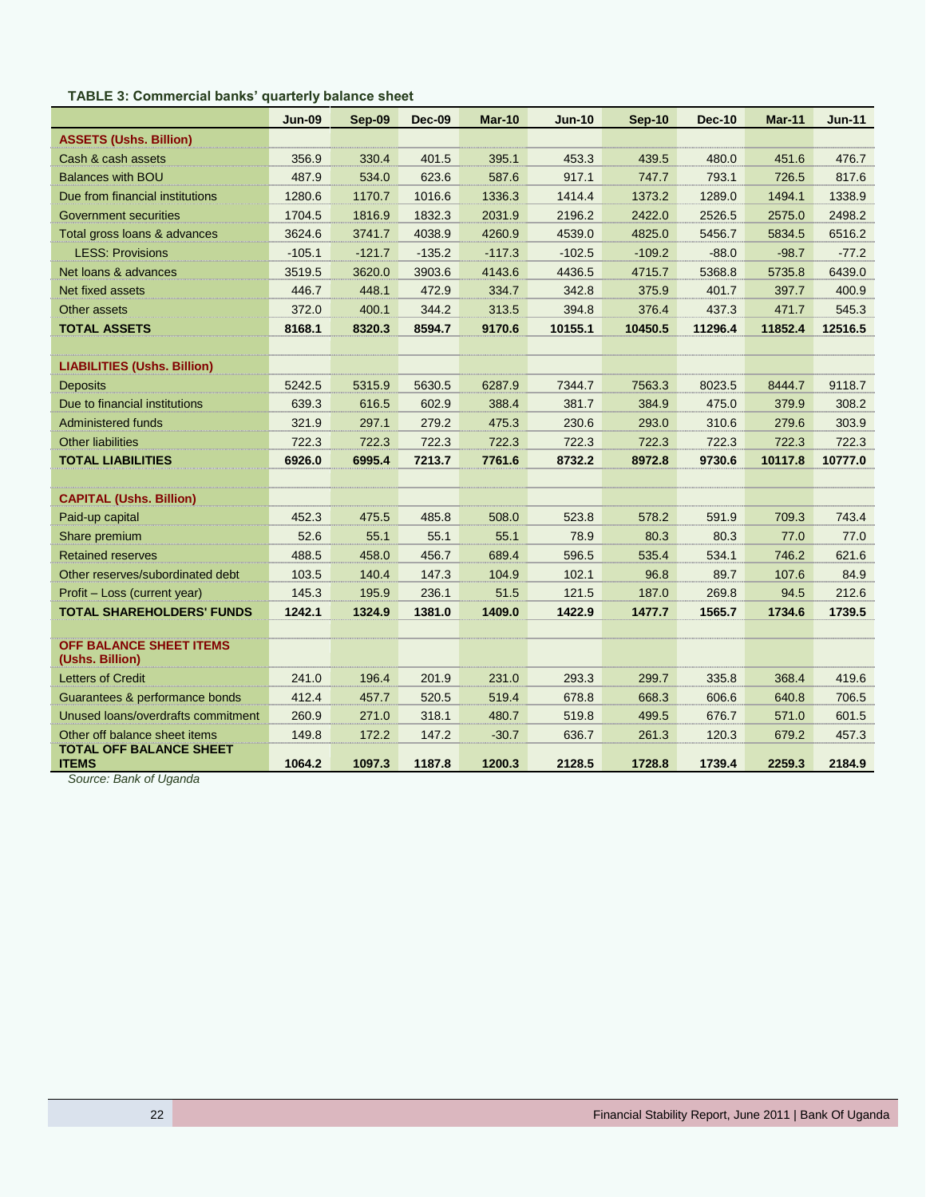**TABLE 3: Commercial banks' quarterly balance sheet**

| | Jun-09 | Sep-09 | Dec-09 | Mar-10 | Jun-10 | Sep-10 | Dec-10 | Mar-11 | Jun-11 |
|---|---|---|---|---|---|---|---|---|---|
| **ASSETS (Ushs. Billion)** | | | | | | | | | |
| Cash & cash assets | 356.9 | 330.4 | 401.5 | 395.1 | 453.3 | 439.5 | 480.0 | 451.6 | 476.7 |
| Balances with BOU | 487.9 | 534.0 | 623.6 | 587.6 | 917.1 | 747.7 | 793.1 | 726.5 | 817.6 |
| Due from financial institutions | 1280.6 | 1170.7 | 1016.6 | 1336.3 | 1414.4 | 1373.2 | 1289.0 | 1494.1 | 1338.9 |
| Government securities | 1704.5 | 1816.9 | 1832.3 | 2031.9 | 2196.2 | 2422.0 | 2526.5 | 2575.0 | 2498.2 |
| Total gross loans & advances | 3624.6 | 3741.7 | 4038.9 | 4260.9 | 4539.0 | 4825.0 | 5456.7 | 5834.5 | 6516.2 |
| LESS: Provisions | -105.1 | -121.7 | -135.2 | -117.3 | -102.5 | -109.2 | -88.0 | -98.7 | -77.2 |
| Net loans & advances | 3519.5 | 3620.0 | 3903.6 | 4143.6 | 4436.5 | 4715.7 | 5368.8 | 5735.8 | 6439.0 |
| Net fixed assets | 446.7 | 448.1 | 472.9 | 334.7 | 342.8 | 375.9 | 401.7 | 397.7 | 400.9 |
| Other assets | 372.0 | 400.1 | 344.2 | 313.5 | 394.8 | 376.4 | 437.3 | 471.7 | 545.3 |
| **TOTAL ASSETS** | **8168.1** | **8320.3** | **8594.7** | **9170.6** | **10155.1** | **10450.5** | **11296.4** | **11852.4** | **12516.5** |
| | | | | | | | | | |
| **LIABILITIES (Ushs. Billion)** | | | | | | | | | |
| Deposits | 5242.5 | 5315.9 | 5630.5 | 6287.9 | 7344.7 | 7563.3 | 8023.5 | 8444.7 | 9118.7 |
| Due to financial institutions | 639.3 | 616.5 | 602.9 | 388.4 | 381.7 | 384.9 | 475.0 | 379.9 | 308.2 |
| Administered funds | 321.9 | 297.1 | 279.2 | 475.3 | 230.6 | 293.0 | 310.6 | 279.6 | 303.9 |
| Other liabilities | 722.3 | 722.3 | 722.3 | 722.3 | 722.3 | 722.3 | 722.3 | 722.3 | 722.3 |
| **TOTAL LIABILITIES** | **6926.0** | **6995.4** | **7213.7** | **7761.6** | **8732.2** | **8972.8** | **9730.6** | **10117.8** | **10777.0** |
| | | | | | | | | | |
| **CAPITAL (Ushs. Billion)** | | | | | | | | | |
| Paid-up capital | 452.3 | 475.5 | 485.8 | 508.0 | 523.8 | 578.2 | 591.9 | 709.3 | 743.4 |
| Share premium | 52.6 | 55.1 | 55.1 | 55.1 | 78.9 | 80.3 | 80.3 | 77.0 | 77.0 |
| Retained reserves | 488.5 | 458.0 | 456.7 | 689.4 | 596.5 | 535.4 | 534.1 | 746.2 | 621.6 |
| Other reserves/subordinated debt | 103.5 | 140.4 | 147.3 | 104.9 | 102.1 | 96.8 | 89.7 | 107.6 | 84.9 |
| Profit – Loss (current year) | 145.3 | 195.9 | 236.1 | 51.5 | 121.5 | 187.0 | 269.8 | 94.5 | 212.6 |
| **TOTAL SHAREHOLDERS' FUNDS** | **1242.1** | **1324.9** | **1381.0** | **1409.0** | **1422.9** | **1477.7** | **1565.7** | **1734.6** | **1739.5** |
| | | | | | | | | | |
| **OFF BALANCE SHEET ITEMS (Ushs. Billion)** | | | | | | | | | |
| Letters of Credit | 241.0 | 196.4 | 201.9 | 231.0 | 293.3 | 299.7 | 335.8 | 368.4 | 419.6 |
| Guarantees & performance bonds | 412.4 | 457.7 | 520.5 | 519.4 | 678.8 | 668.3 | 606.6 | 640.8 | 706.5 |
| Unused loans/overdrafts commitment | 260.9 | 271.0 | 318.1 | 480.7 | 519.8 | 499.5 | 676.7 | 571.0 | 601.5 |
| Other off balance sheet items | 149.8 | 172.2 | 147.2 | -30.7 | 636.7 | 261.3 | 120.3 | 679.2 | 457.3 |
| **TOTAL OFF BALANCE SHEET ITEMS** | **1064.2** | **1097.3** | **1187.8** | **1200.3** | **2128.5** | **1728.8** | **1739.4** | **2259.3** | **2184.9** |

*Source: Bank of Uganda*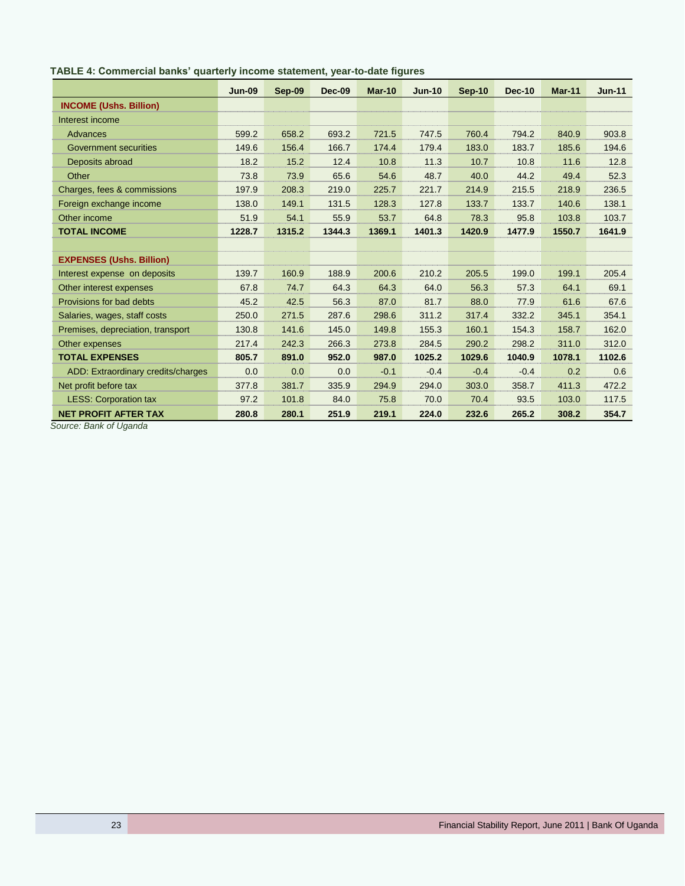**TABLE 4: Commercial banks' quarterly income statement, year-to-date figures**

| | Jun-09 | Sep-09 | Dec-09 | Mar-10 | Jun-10 | Sep-10 | Dec-10 | Mar-11 | Jun-11 |
|---|---|---|---|---|---|---|---|---|---|
| **INCOME (Ushs. Billion)** | | | | | | | | | |
| Interest income | | | | | | | | | |
| Advances | 599.2 | 658.2 | 693.2 | 721.5 | 747.5 | 760.4 | 794.2 | 840.9 | 903.8 |
| Government securities | 149.6 | 156.4 | 166.7 | 174.4 | 179.4 | 183.0 | 183.7 | 185.6 | 194.6 |
| Deposits abroad | 18.2 | 15.2 | 12.4 | 10.8 | 11.3 | 10.7 | 10.8 | 11.6 | 12.8 |
| Other | 73.8 | 73.9 | 65.6 | 54.6 | 48.7 | 40.0 | 44.2 | 49.4 | 52.3 |
| Charges, fees & commissions | 197.9 | 208.3 | 219.0 | 225.7 | 221.7 | 214.9 | 215.5 | 218.9 | 236.5 |
| Foreign exchange income | 138.0 | 149.1 | 131.5 | 128.3 | 127.8 | 133.7 | 133.7 | 140.6 | 138.1 |
| Other income | 51.9 | 54.1 | 55.9 | 53.7 | 64.8 | 78.3 | 95.8 | 103.8 | 103.7 |
| **TOTAL INCOME** | **1228.7** | **1315.2** | **1344.3** | **1369.1** | **1401.3** | **1420.9** | **1477.9** | **1550.7** | **1641.9** |
| | | | | | | | | | |
| **EXPENSES (Ushs. Billion)** | | | | | | | | | |
| Interest expense on deposits | 139.7 | 160.9 | 188.9 | 200.6 | 210.2 | 205.5 | 199.0 | 199.1 | 205.4 |
| Other interest expenses | 67.8 | 74.7 | 64.3 | 64.3 | 64.0 | 56.3 | 57.3 | 64.1 | 69.1 |
| Provisions for bad debts | 45.2 | 42.5 | 56.3 | 87.0 | 81.7 | 88.0 | 77.9 | 61.6 | 67.6 |
| Salaries, wages, staff costs | 250.0 | 271.5 | 287.6 | 298.6 | 311.2 | 317.4 | 332.2 | 345.1 | 354.1 |
| Premises, depreciation, transport | 130.8 | 141.6 | 145.0 | 149.8 | 155.3 | 160.1 | 154.3 | 158.7 | 162.0 |
| Other expenses | 217.4 | 242.3 | 266.3 | 273.8 | 284.5 | 290.2 | 298.2 | 311.0 | 312.0 |
| **TOTAL EXPENSES** | **805.7** | **891.0** | **952.0** | **987.0** | **1025.2** | **1029.6** | **1040.9** | **1078.1** | **1102.6** |
| ADD: Extraordinary credits/charges | 0.0 | 0.0 | 0.0 | -0.1 | -0.4 | -0.4 | -0.4 | 0.2 | 0.6 |
| Net profit before tax | 377.8 | 381.7 | 335.9 | 294.9 | 294.0 | 303.0 | 358.7 | 411.3 | 472.2 |
| LESS: Corporation tax | 97.2 | 101.8 | 84.0 | 75.8 | 70.0 | 70.4 | 93.5 | 103.0 | 117.5 |
| **NET PROFIT AFTER TAX** | **280.8** | **280.1** | **251.9** | **219.1** | **224.0** | **232.6** | **265.2** | **308.2** | **354.7** |

*Source: Bank of Uganda*